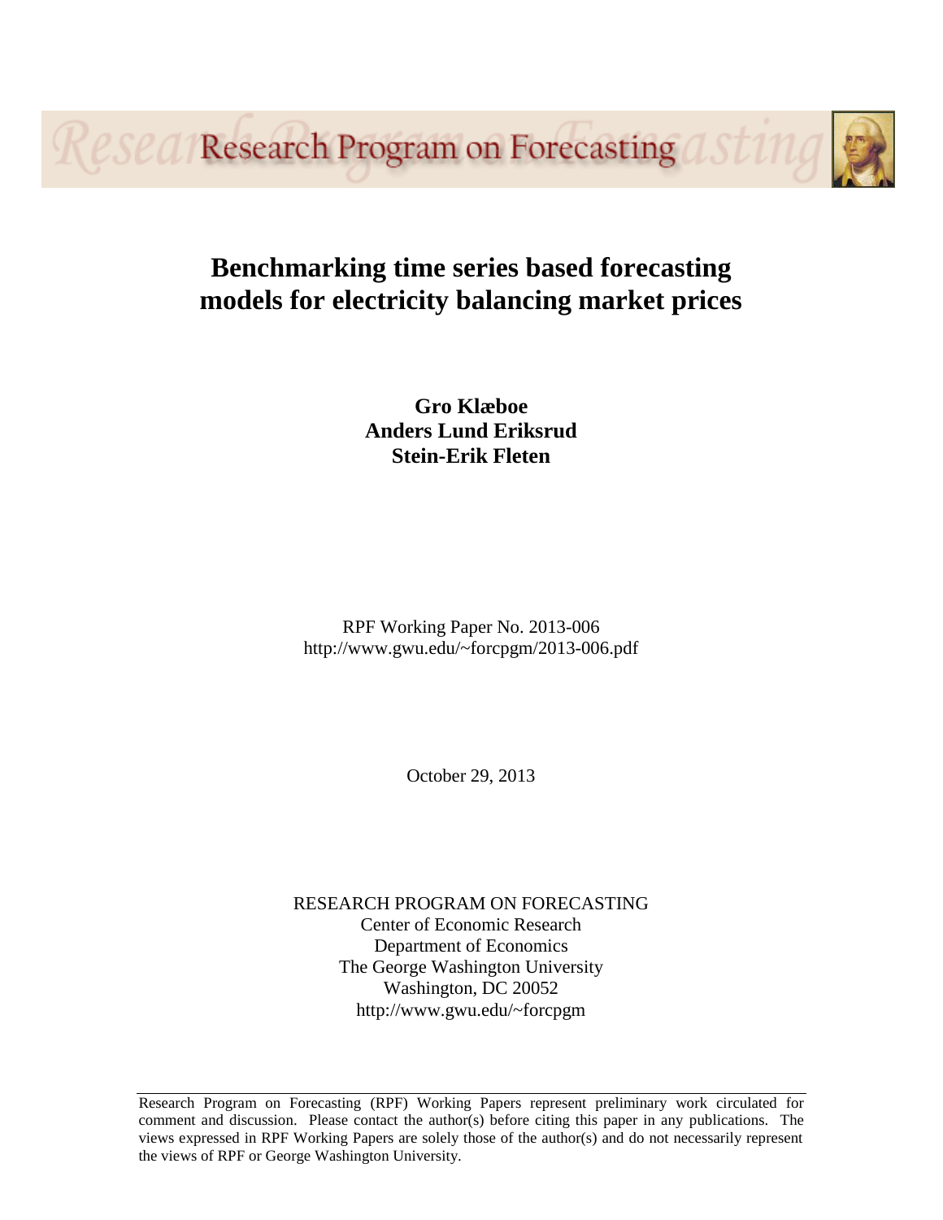Research Program on Forecasting

# Benchmarking time series based forecasting models for electricity balancing market prices

**Gro Klæboe**
**Anders Lund Eriksrud**
**Stein-Erik Fleten**

RPF Working Paper No. 2013-006
http://www.gwu.edu/~forcpgm/2013-006.pdf

October 29, 2013

RESEARCH PROGRAM ON FORECASTING
Center of Economic Research
Department of Economics
The George Washington University
Washington, DC 20052
http://www.gwu.edu/~forcpgm

Research Program on Forecasting (RPF) Working Papers represent preliminary work circulated for comment and discussion. Please contact the author(s) before citing this paper in any publications. The views expressed in RPF Working Papers are solely those of the author(s) and do not necessarily represent the views of RPF or George Washington University.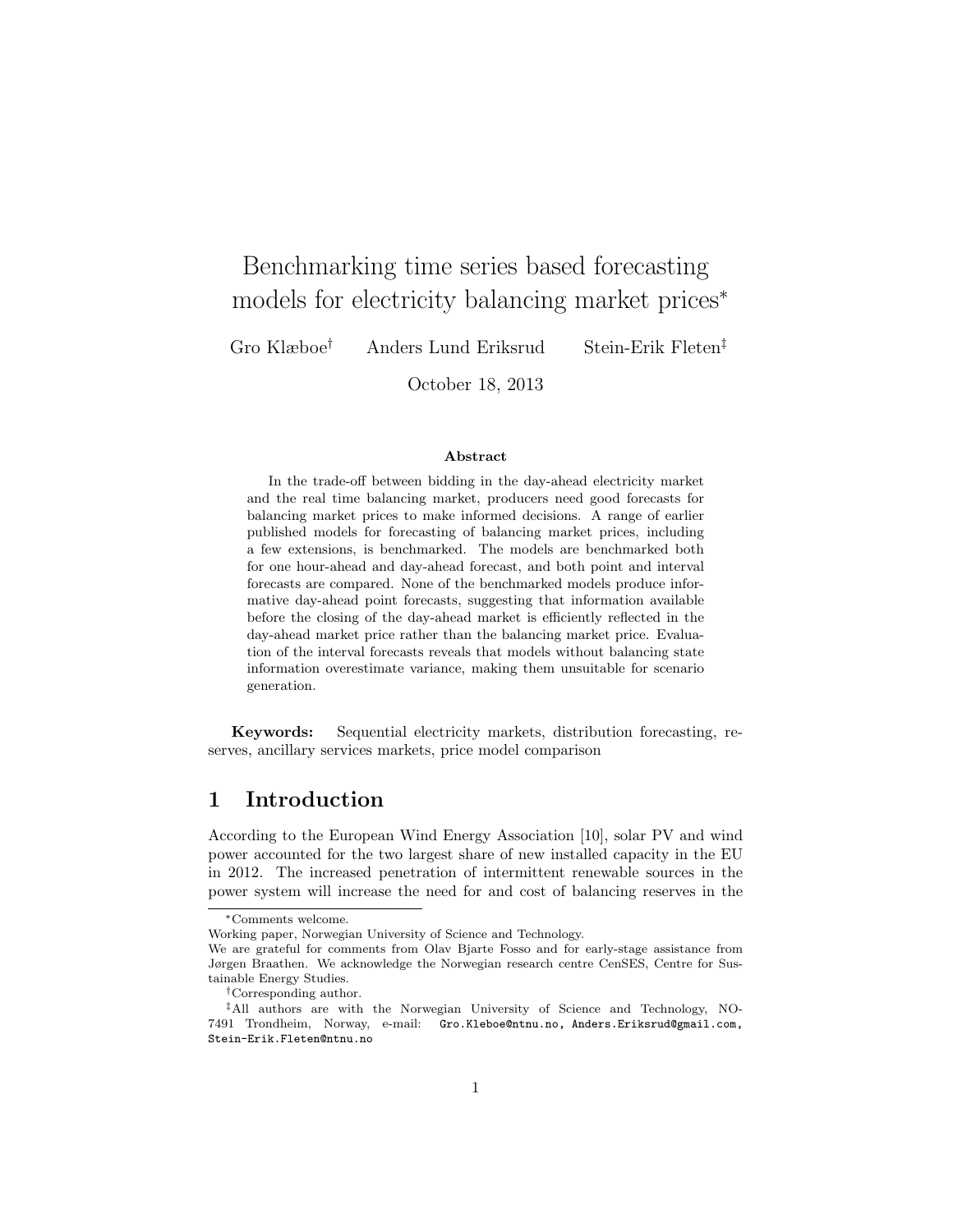# Benchmarking time series based forecasting models for electricity balancing market prices*

Gro Klæboe[†] Anders Lund Eriksrud Stein-Erik Fleten[‡]

October 18, 2013

### Abstract

In the trade-off between bidding in the day-ahead electricity market and the real time balancing market, producers need good forecasts for balancing market prices to make informed decisions. A range of earlier published models for forecasting of balancing market prices, including a few extensions, is benchmarked. The models are benchmarked both for one hour-ahead and day-ahead forecast, and both point and interval forecasts are compared. None of the benchmarked models produce informative day-ahead point forecasts, suggesting that information available before the closing of the day-ahead market is efficiently reflected in the day-ahead market price rather than the balancing market price. Evaluation of the interval forecasts reveals that models without balancing state information overestimate variance, making them unsuitable for scenario generation.

**Keywords:** Sequential electricity markets, distribution forecasting, reserves, ancillary services markets, price model comparison

## 1 Introduction

According to the European Wind Energy Association [10], solar PV and wind power accounted for the two largest share of new installed capacity in the EU in 2012. The increased penetration of intermittent renewable sources in the power system will increase the need for and cost of balancing reserves in the

---

*Comments welcome.
Working paper, Norwegian University of Science and Technology.
We are grateful for comments from Olav Bjarte Fosso and for early-stage assistance from Jørgen Braathen. We acknowledge the Norwegian research centre CenSES, Centre for Sustainable Energy Studies.

[†]Corresponding author.

[‡]All authors are with the Norwegian University of Science and Technology, NO-7491 Trondheim, Norway, e-mail: Gro.Kleboe@ntnu.no, Anders.Eriksrud@gmail.com, Stein-Erik.Fleten@ntnu.no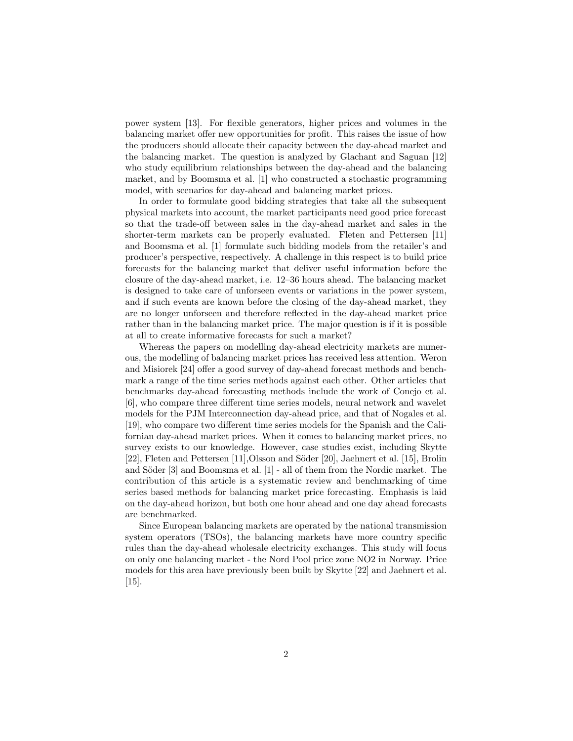power system [13]. For flexible generators, higher prices and volumes in the balancing market offer new opportunities for profit. This raises the issue of how the producers should allocate their capacity between the day-ahead market and the balancing market. The question is analyzed by Glachant and Saguan [12] who study equilibrium relationships between the day-ahead and the balancing market, and by Boomsma et al. [1] who constructed a stochastic programming model, with scenarios for day-ahead and balancing market prices.

In order to formulate good bidding strategies that take all the subsequent physical markets into account, the market participants need good price forecast so that the trade-off between sales in the day-ahead market and sales in the shorter-term markets can be properly evaluated. Fleten and Pettersen [11] and Boomsma et al. [1] formulate such bidding models from the retailer's and producer's perspective, respectively. A challenge in this respect is to build price forecasts for the balancing market that deliver useful information before the closure of the day-ahead market, i.e. 12–36 hours ahead. The balancing market is designed to take care of unforseen events or variations in the power system, and if such events are known before the closing of the day-ahead market, they are no longer unforseen and therefore reflected in the day-ahead market price rather than in the balancing market price. The major question is if it is possible at all to create informative forecasts for such a market?

Whereas the papers on modelling day-ahead electricity markets are numerous, the modelling of balancing market prices has received less attention. Weron and Misiorek [24] offer a good survey of day-ahead forecast methods and benchmark a range of the time series methods against each other. Other articles that benchmarks day-ahead forecasting methods include the work of Conejo et al. [6], who compare three different time series models, neural network and wavelet models for the PJM Interconnection day-ahead price, and that of Nogales et al. [19], who compare two different time series models for the Spanish and the Californian day-ahead market prices. When it comes to balancing market prices, no survey exists to our knowledge. However, case studies exist, including Skytte [22], Fleten and Pettersen [11],Olsson and Söder [20], Jaehnert et al. [15], Brolin and Söder [3] and Boomsma et al. [1] - all of them from the Nordic market. The contribution of this article is a systematic review and benchmarking of time series based methods for balancing market price forecasting. Emphasis is laid on the day-ahead horizon, but both one hour ahead and one day ahead forecasts are benchmarked.

Since European balancing markets are operated by the national transmission system operators (TSOs), the balancing markets have more country specific rules than the day-ahead wholesale electricity exchanges. This study will focus on only one balancing market - the Nord Pool price zone NO2 in Norway. Price models for this area have previously been built by Skytte [22] and Jaehnert et al. [15].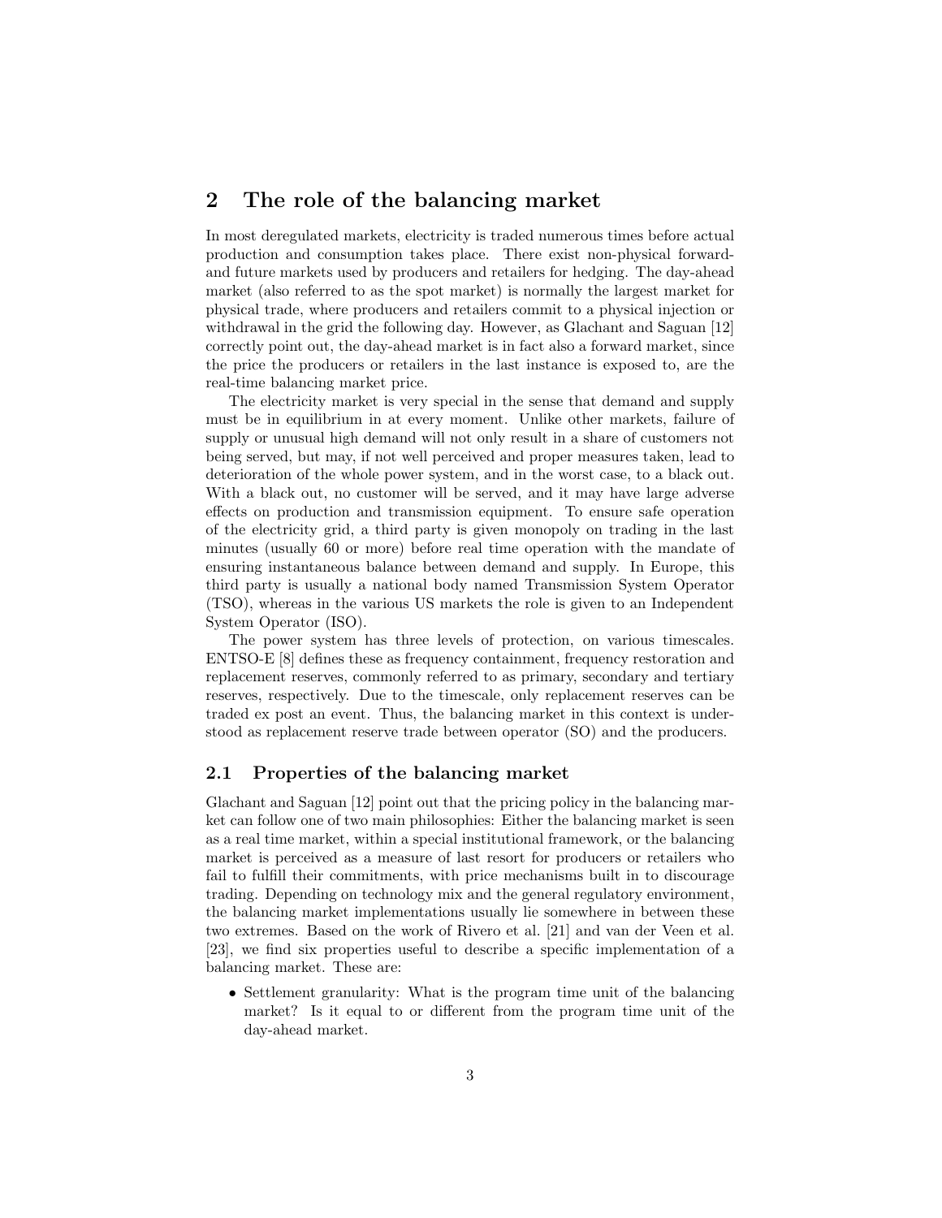## 2 The role of the balancing market

In most deregulated markets, electricity is traded numerous times before actual production and consumption takes place. There exist non-physical forward- and future markets used by producers and retailers for hedging. The day-ahead market (also referred to as the spot market) is normally the largest market for physical trade, where producers and retailers commit to a physical injection or withdrawal in the grid the following day. However, as Glachant and Saguan [12] correctly point out, the day-ahead market is in fact also a forward market, since the price the producers or retailers in the last instance is exposed to, are the real-time balancing market price.

The electricity market is very special in the sense that demand and supply must be in equilibrium in at every moment. Unlike other markets, failure of supply or unusual high demand will not only result in a share of customers not being served, but may, if not well perceived and proper measures taken, lead to deterioration of the whole power system, and in the worst case, to a black out. With a black out, no customer will be served, and it may have large adverse effects on production and transmission equipment. To ensure safe operation of the electricity grid, a third party is given monopoly on trading in the last minutes (usually 60 or more) before real time operation with the mandate of ensuring instantaneous balance between demand and supply. In Europe, this third party is usually a national body named Transmission System Operator (TSO), whereas in the various US markets the role is given to an Independent System Operator (ISO).

The power system has three levels of protection, on various timescales. ENTSO-E [8] defines these as frequency containment, frequency restoration and replacement reserves, commonly referred to as primary, secondary and tertiary reserves, respectively. Due to the timescale, only replacement reserves can be traded ex post an event. Thus, the balancing market in this context is understood as replacement reserve trade between operator (SO) and the producers.

### 2.1 Properties of the balancing market

Glachant and Saguan [12] point out that the pricing policy in the balancing market can follow one of two main philosophies: Either the balancing market is seen as a real time market, within a special institutional framework, or the balancing market is perceived as a measure of last resort for producers or retailers who fail to fulfill their commitments, with price mechanisms built in to discourage trading. Depending on technology mix and the general regulatory environment, the balancing market implementations usually lie somewhere in between these two extremes. Based on the work of Rivero et al. [21] and van der Veen et al. [23], we find six properties useful to describe a specific implementation of a balancing market. These are:

- Settlement granularity: What is the program time unit of the balancing market? Is it equal to or different from the program time unit of the day-ahead market.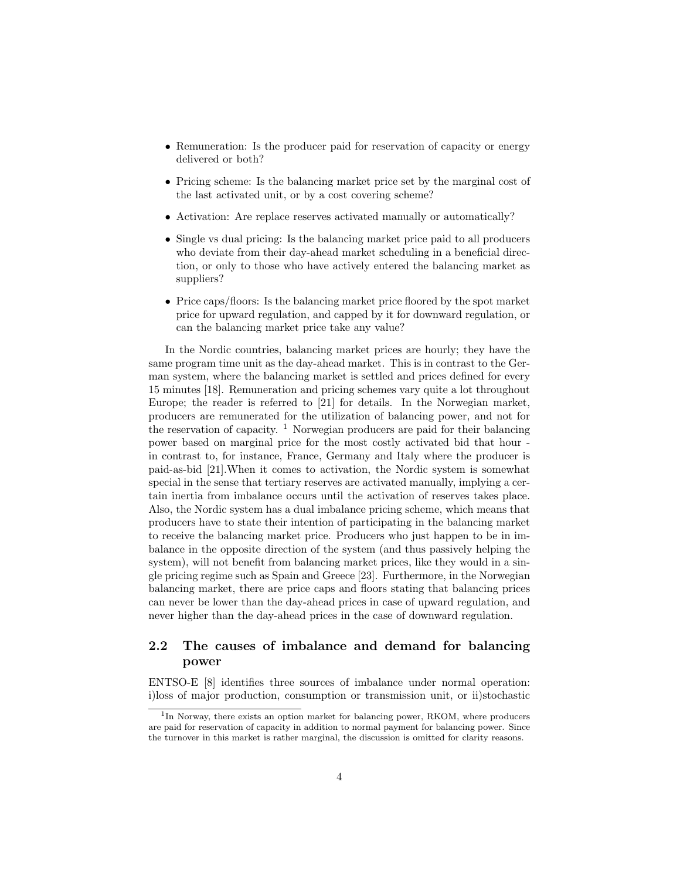- Remuneration: Is the producer paid for reservation of capacity or energy delivered or both?
- Pricing scheme: Is the balancing market price set by the marginal cost of the last activated unit, or by a cost covering scheme?
- Activation: Are replace reserves activated manually or automatically?
- Single vs dual pricing: Is the balancing market price paid to all producers who deviate from their day-ahead market scheduling in a beneficial direction, or only to those who have actively entered the balancing market as suppliers?
- Price caps/floors: Is the balancing market price floored by the spot market price for upward regulation, and capped by it for downward regulation, or can the balancing market price take any value?

In the Nordic countries, balancing market prices are hourly; they have the same program time unit as the day-ahead market. This is in contrast to the German system, where the balancing market is settled and prices defined for every 15 minutes [18]. Remuneration and pricing schemes vary quite a lot throughout Europe; the reader is referred to [21] for details. In the Norwegian market, producers are remunerated for the utilization of balancing power, and not for the reservation of capacity. [1] Norwegian producers are paid for their balancing power based on marginal price for the most costly activated bid that hour - in contrast to, for instance, France, Germany and Italy where the producer is paid-as-bid [21].When it comes to activation, the Nordic system is somewhat special in the sense that tertiary reserves are activated manually, implying a certain inertia from imbalance occurs until the activation of reserves takes place. Also, the Nordic system has a dual imbalance pricing scheme, which means that producers have to state their intention of participating in the balancing market to receive the balancing market price. Producers who just happen to be in imbalance in the opposite direction of the system (and thus passively helping the system), will not benefit from balancing market prices, like they would in a single pricing regime such as Spain and Greece [23]. Furthermore, in the Norwegian balancing market, there are price caps and floors stating that balancing prices can never be lower than the day-ahead prices in case of upward regulation, and never higher than the day-ahead prices in the case of downward regulation.

## 2.2 The causes of imbalance and demand for balancing power

ENTSO-E [8] identifies three sources of imbalance under normal operation: i)loss of major production, consumption or transmission unit, or ii)stochastic

[1] In Norway, there exists an option market for balancing power, RKOM, where producers are paid for reservation of capacity in addition to normal payment for balancing power. Since the turnover in this market is rather marginal, the discussion is omitted for clarity reasons.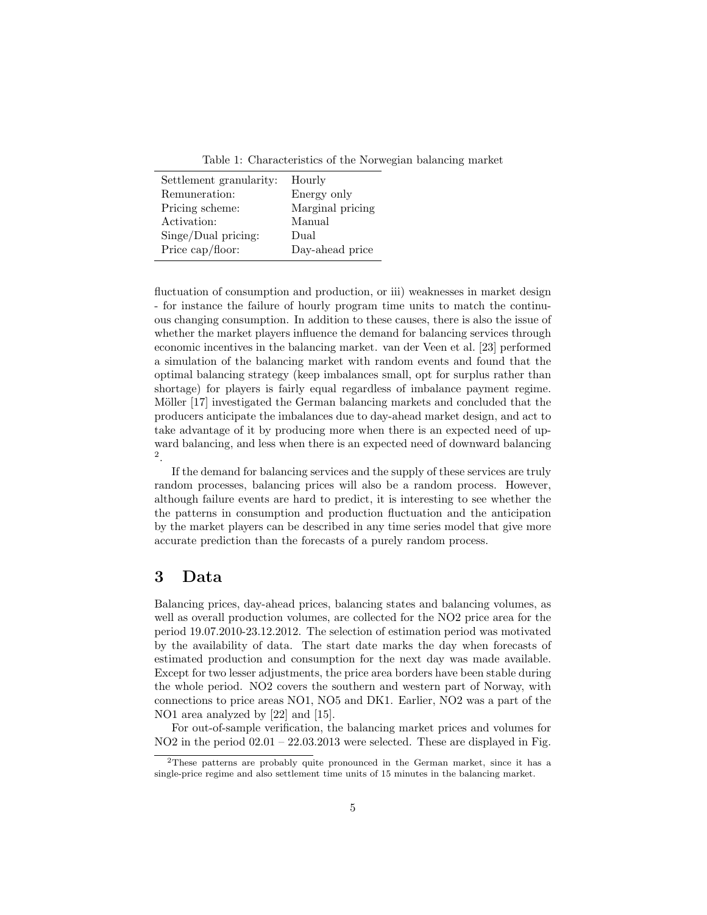Table 1: Characteristics of the Norwegian balancing market

| | |
|---|---|
| Settlement granularity: | Hourly |
| Remuneration: | Energy only |
| Pricing scheme: | Marginal pricing |
| Activation: | Manual |
| Singe/Dual pricing: | Dual |
| Price cap/floor: | Day-ahead price |

fluctuation of consumption and production, or iii) weaknesses in market design - for instance the failure of hourly program time units to match the continuous changing consumption. In addition to these causes, there is also the issue of whether the market players influence the demand for balancing services through economic incentives in the balancing market. van der Veen et al. [23] performed a simulation of the balancing market with random events and found that the optimal balancing strategy (keep imbalances small, opt for surplus rather than shortage) for players is fairly equal regardless of imbalance payment regime. Möller [17] investigated the German balancing markets and concluded that the producers anticipate the imbalances due to day-ahead market design, and act to take advantage of it by producing more when there is an expected need of upward balancing, and less when there is an expected need of downward balancing [2].

If the demand for balancing services and the supply of these services are truly random processes, balancing prices will also be a random process. However, although failure events are hard to predict, it is interesting to see whether the the patterns in consumption and production fluctuation and the anticipation by the market players can be described in any time series model that give more accurate prediction than the forecasts of a purely random process.

# 3 Data

Balancing prices, day-ahead prices, balancing states and balancing volumes, as well as overall production volumes, are collected for the NO2 price area for the period 19.07.2010-23.12.2012. The selection of estimation period was motivated by the availability of data. The start date marks the day when forecasts of estimated production and consumption for the next day was made available. Except for two lesser adjustments, the price area borders have been stable during the whole period. NO2 covers the southern and western part of Norway, with connections to price areas NO1, NO5 and DK1. Earlier, NO2 was a part of the NO1 area analyzed by [22] and [15].

For out-of-sample verification, the balancing market prices and volumes for NO2 in the period 02.01 – 22.03.2013 were selected. These are displayed in Fig.

[2] These patterns are probably quite pronounced in the German market, since it has a single-price regime and also settlement time units of 15 minutes in the balancing market.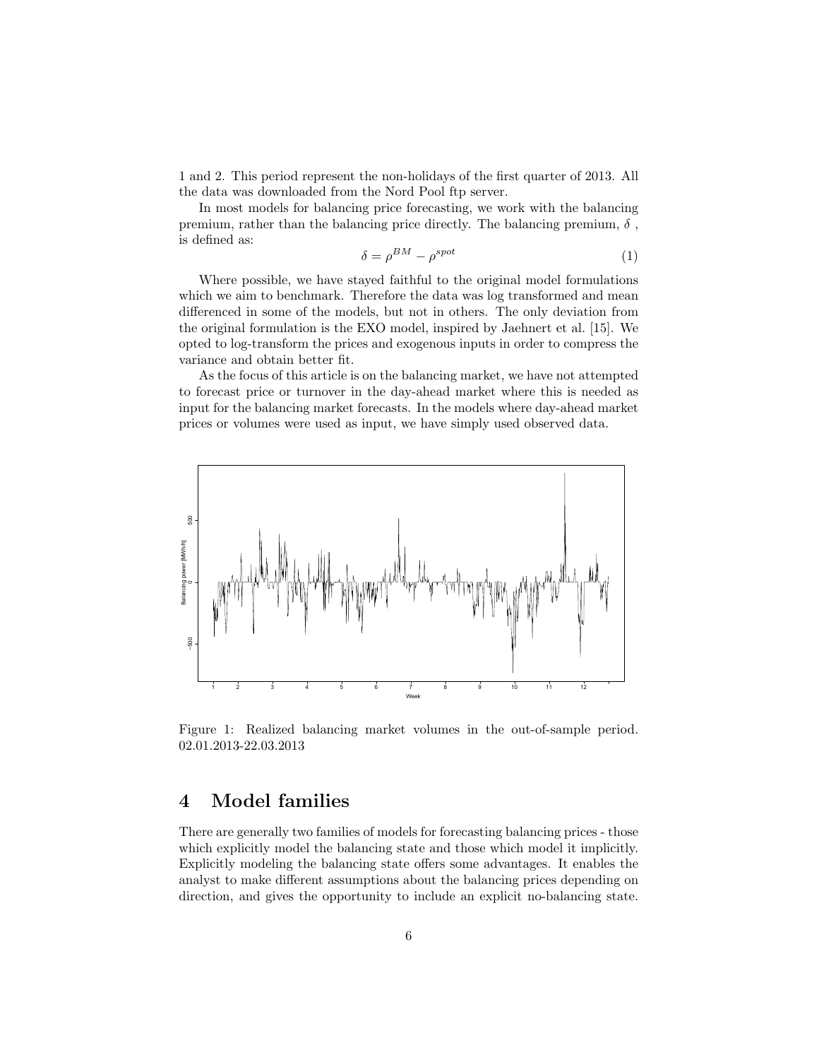1 and 2. This period represent the non-holidays of the first quarter of 2013. All the data was downloaded from the Nord Pool ftp server.

In most models for balancing price forecasting, we work with the balancing premium, rather than the balancing price directly. The balancing premium, $\delta$ , is defined as:

$$\delta = \rho^{BM} - \rho^{spot} \tag{1}$$

Where possible, we have stayed faithful to the original model formulations which we aim to benchmark. Therefore the data was log transformed and mean differenced in some of the models, but not in others. The only deviation from the original formulation is the EXO model, inspired by Jaehnert et al. [15]. We opted to log-transform the prices and exogenous inputs in order to compress the variance and obtain better fit.

As the focus of this article is on the balancing market, we have not attempted to forecast price or turnover in the day-ahead market where this is needed as input for the balancing market forecasts. In the models where day-ahead market prices or volumes were used as input, we have simply used observed data.

Figure 1: Realized balancing market volumes in the out-of-sample period. 02.01.2013-22.03.2013

## 4 Model families

There are generally two families of models for forecasting balancing prices - those which explicitly model the balancing state and those which model it implicitly. Explicitly modeling the balancing state offers some advantages. It enables the analyst to make different assumptions about the balancing prices depending on direction, and gives the opportunity to include an explicit no-balancing state.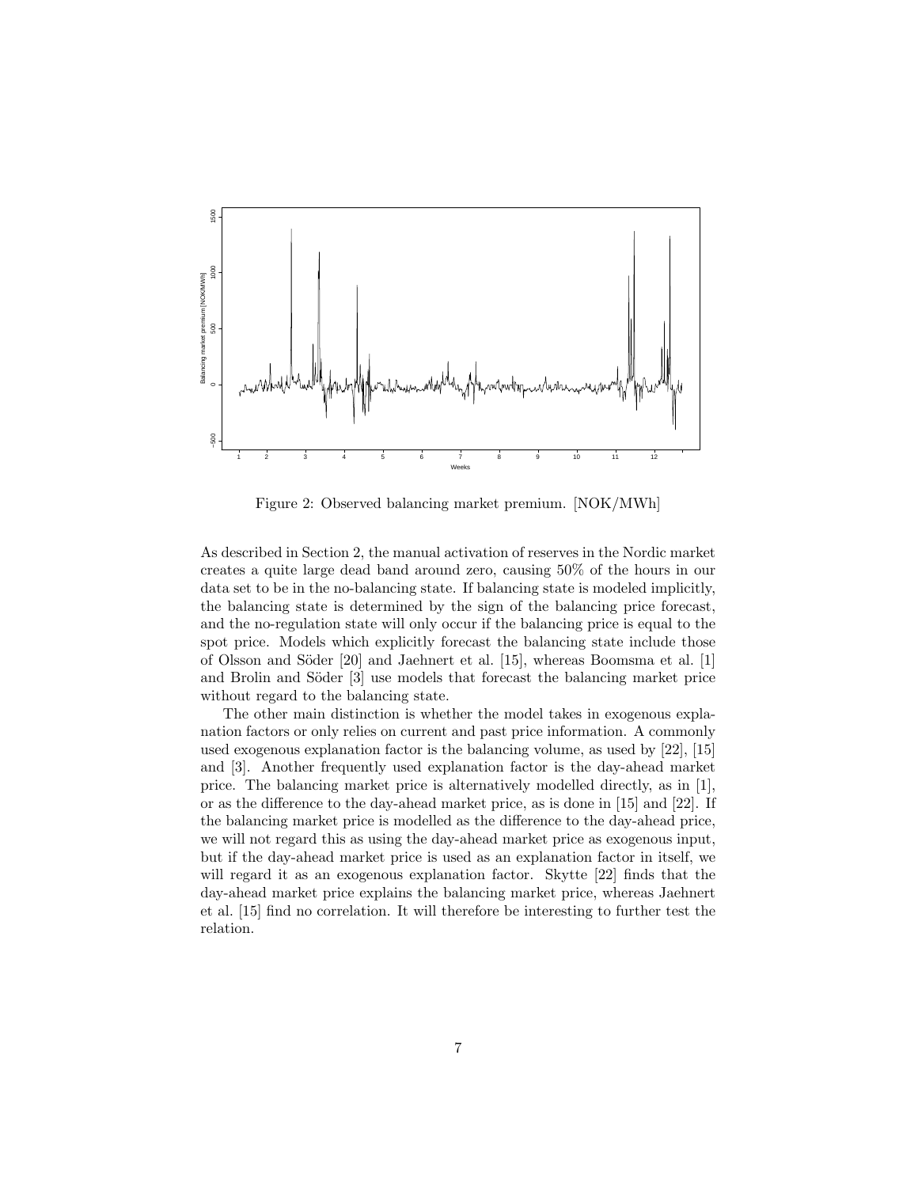Figure 2: Observed balancing market premium. [NOK/MWh]

As described in Section 2, the manual activation of reserves in the Nordic market creates a quite large dead band around zero, causing 50% of the hours in our data set to be in the no-balancing state. If balancing state is modeled implicitly, the balancing state is determined by the sign of the balancing price forecast, and the no-regulation state will only occur if the balancing price is equal to the spot price. Models which explicitly forecast the balancing state include those of Olsson and Söder [20] and Jaehnert et al. [15], whereas Boomsma et al. [1] and Brolin and Söder [3] use models that forecast the balancing market price without regard to the balancing state.

The other main distinction is whether the model takes in exogenous explanation factors or only relies on current and past price information. A commonly used exogenous explanation factor is the balancing volume, as used by [22], [15] and [3]. Another frequently used explanation factor is the day-ahead market price. The balancing market price is alternatively modelled directly, as in [1], or as the difference to the day-ahead market price, as is done in [15] and [22]. If the balancing market price is modelled as the difference to the day-ahead price, we will not regard this as using the day-ahead market price as exogenous input, but if the day-ahead market price is used as an explanation factor in itself, we will regard it as an exogenous explanation factor. Skytte [22] finds that the day-ahead market price explains the balancing market price, whereas Jaehnert et al. [15] find no correlation. It will therefore be interesting to further test the relation.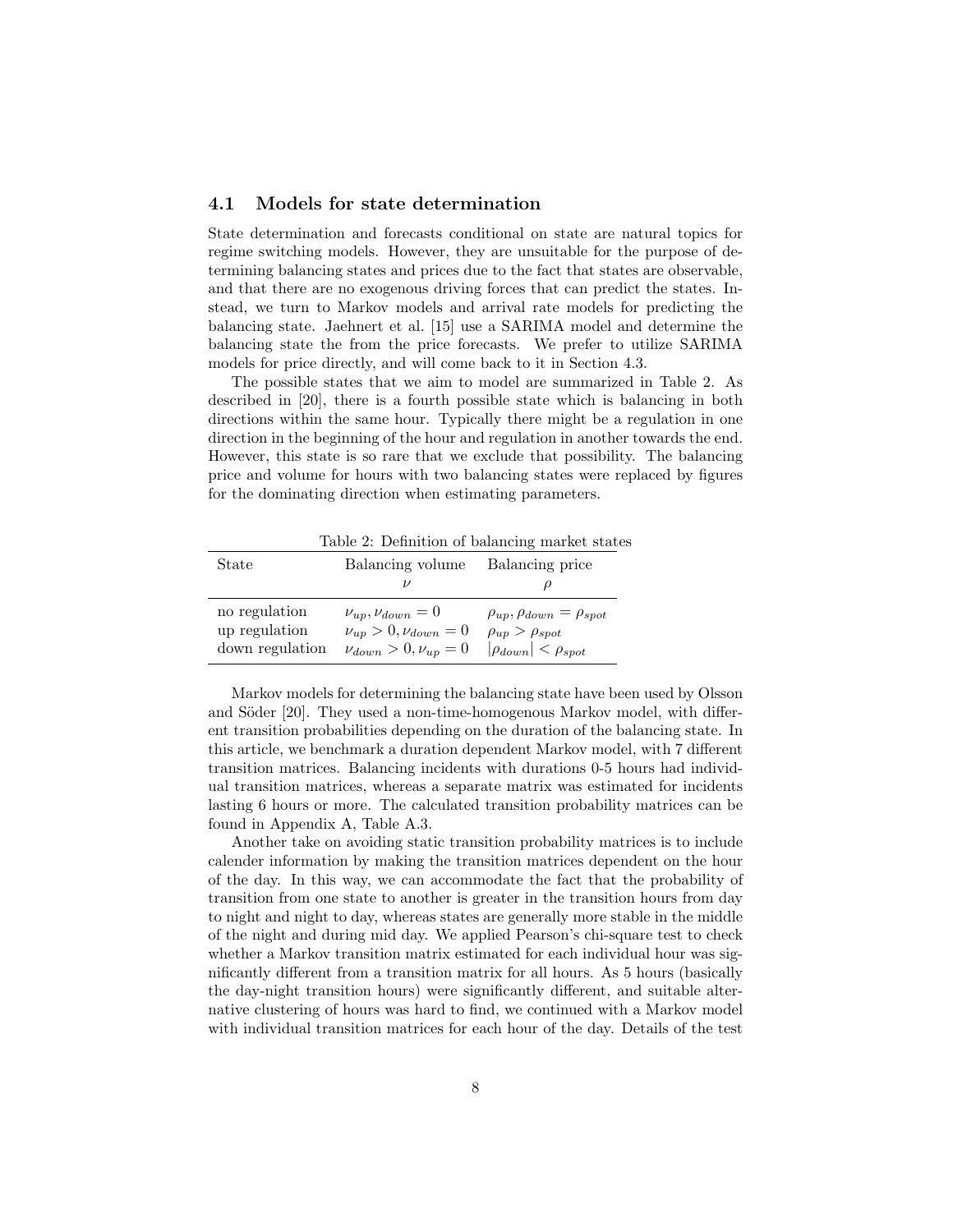### 4.1 Models for state determination

State determination and forecasts conditional on state are natural topics for regime switching models. However, they are unsuitable for the purpose of determining balancing states and prices due to the fact that states are observable, and that there are no exogenous driving forces that can predict the states. Instead, we turn to Markov models and arrival rate models for predicting the balancing state. Jaehnert et al. [15] use a SARIMA model and determine the balancing state the from the price forecasts. We prefer to utilize SARIMA models for price directly, and will come back to it in Section 4.3.

The possible states that we aim to model are summarized in Table 2. As described in [20], there is a fourth possible state which is balancing in both directions within the same hour. Typically there might be a regulation in one direction in the beginning of the hour and regulation in another towards the end. However, this state is so rare that we exclude that possibility. The balancing price and volume for hours with two balancing states were replaced by figures for the dominating direction when estimating parameters.

Table 2: Definition of balancing market states

| State | Balancing volume $\nu$ | Balancing price $\rho$ |
|---|---|---|
| no regulation | $\nu_{up}, \nu_{down} = 0$ | $\rho_{up}, \rho_{down} = \rho_{spot}$ |
| up regulation | $\nu_{up} > 0, \nu_{down} = 0$ | $\rho_{up} > \rho_{spot}$ |
| down regulation | $\nu_{down} > 0, \nu_{up} = 0$ | $\lvert\rho_{down}\rvert < \rho_{spot}$ |

Markov models for determining the balancing state have been used by Olsson and Söder [20]. They used a non-time-homogenous Markov model, with different transition probabilities depending on the duration of the balancing state. In this article, we benchmark a duration dependent Markov model, with 7 different transition matrices. Balancing incidents with durations 0-5 hours had individual transition matrices, whereas a separate matrix was estimated for incidents lasting 6 hours or more. The calculated transition probability matrices can be found in Appendix A, Table A.3.

Another take on avoiding static transition probability matrices is to include calender information by making the transition matrices dependent on the hour of the day. In this way, we can accommodate the fact that the probability of transition from one state to another is greater in the transition hours from day to night and night to day, whereas states are generally more stable in the middle of the night and during mid day. We applied Pearson's chi-square test to check whether a Markov transition matrix estimated for each individual hour was significantly different from a transition matrix for all hours. As 5 hours (basically the day-night transition hours) were significantly different, and suitable alternative clustering of hours was hard to find, we continued with a Markov model with individual transition matrices for each hour of the day. Details of the test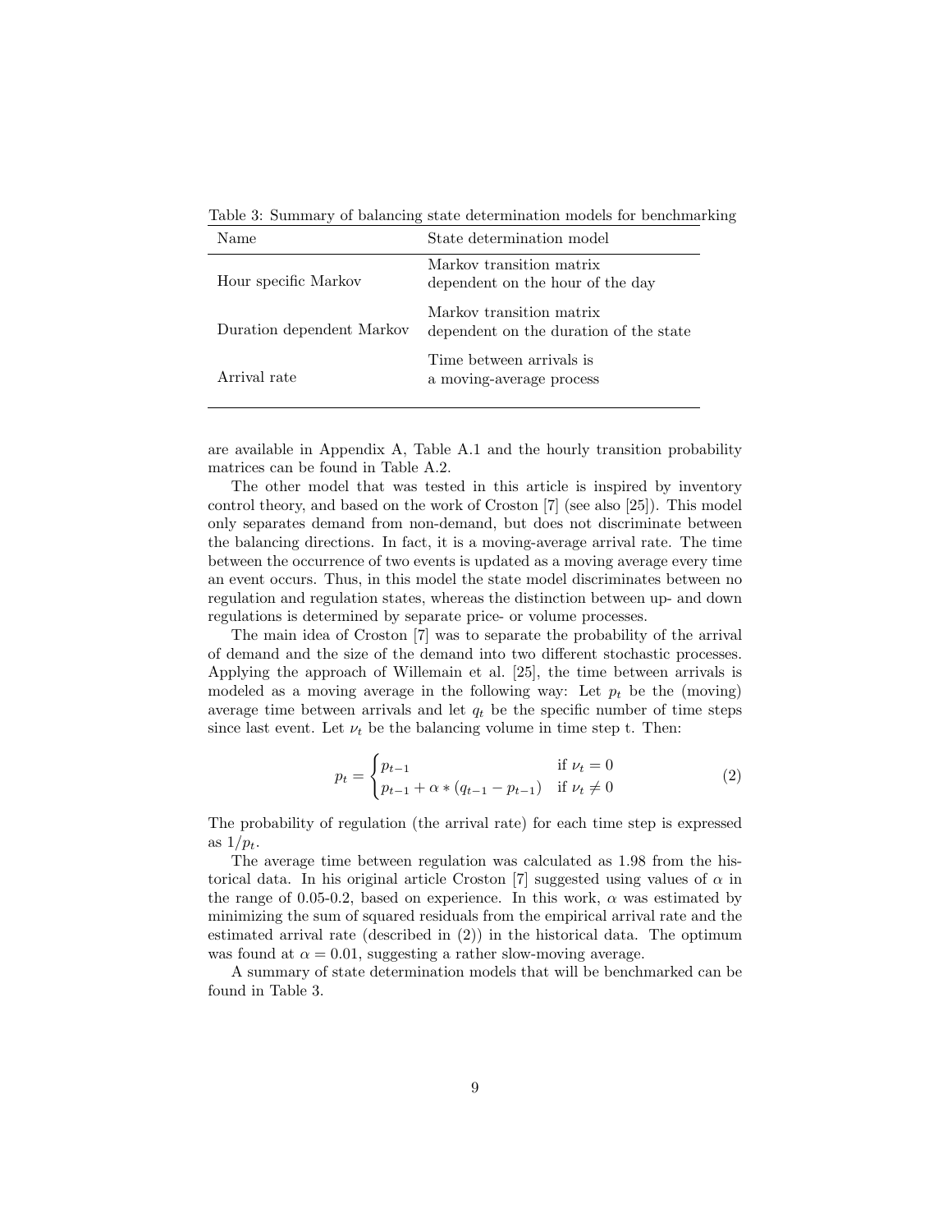Table 3: Summary of balancing state determination models for benchmarking

| Name | State determination model |
|---|---|
| Hour specific Markov | Markov transition matrix dependent on the hour of the day |
| Duration dependent Markov | Markov transition matrix dependent on the duration of the state |
| Arrival rate | Time between arrivals is a moving-average process |

are available in Appendix A, Table A.1 and the hourly transition probability matrices can be found in Table A.2.

The other model that was tested in this article is inspired by inventory control theory, and based on the work of Croston [7] (see also [25]). This model only separates demand from non-demand, but does not discriminate between the balancing directions. In fact, it is a moving-average arrival rate. The time between the occurrence of two events is updated as a moving average every time an event occurs. Thus, in this model the state model discriminates between no regulation and regulation states, whereas the distinction between up- and down regulations is determined by separate price- or volume processes.

The main idea of Croston [7] was to separate the probability of the arrival of demand and the size of the demand into two different stochastic processes. Applying the approach of Willemain et al. [25], the time between arrivals is modeled as a moving average in the following way: Let $p_t$ be the (moving) average time between arrivals and let $q_t$ be the specific number of time steps since last event. Let $\nu_t$ be the balancing volume in time step t. Then:

$$p_t = \begin{cases} p_{t-1} & \text{if } \nu_t = 0 \\ p_{t-1} + \alpha * (q_{t-1} - p_{t-1}) & \text{if } \nu_t \neq 0 \end{cases} \tag{2}$$

The probability of regulation (the arrival rate) for each time step is expressed as $1/p_t$.

The average time between regulation was calculated as 1.98 from the historical data. In his original article Croston [7] suggested using values of $\alpha$ in the range of 0.05-0.2, based on experience. In this work, $\alpha$ was estimated by minimizing the sum of squared residuals from the empirical arrival rate and the estimated arrival rate (described in (2)) in the historical data. The optimum was found at $\alpha = 0.01$, suggesting a rather slow-moving average.

A summary of state determination models that will be benchmarked can be found in Table 3.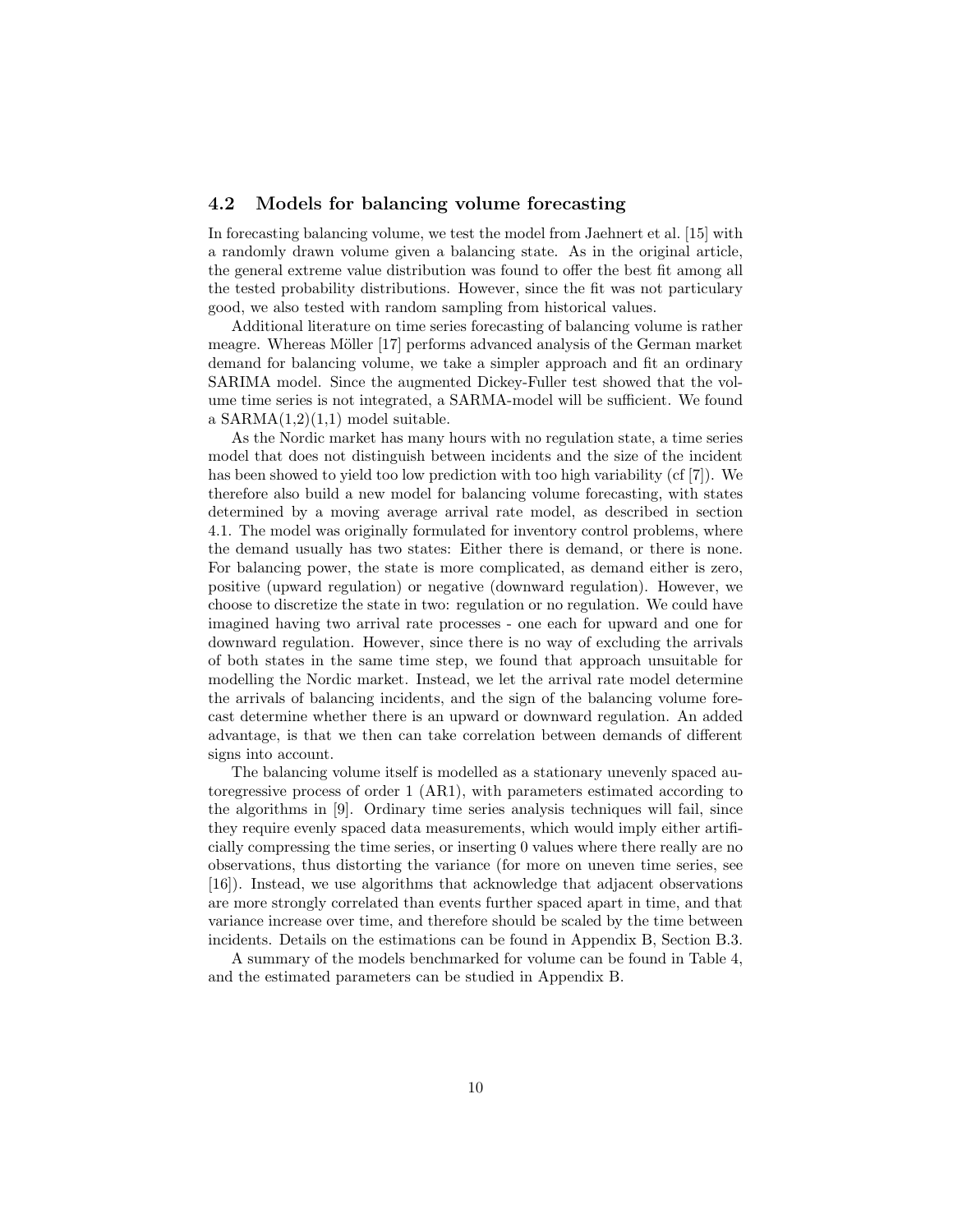## 4.2 Models for balancing volume forecasting

In forecasting balancing volume, we test the model from Jaehnert et al. [15] with a randomly drawn volume given a balancing state. As in the original article, the general extreme value distribution was found to offer the best fit among all the tested probability distributions. However, since the fit was not particulary good, we also tested with random sampling from historical values.

Additional literature on time series forecasting of balancing volume is rather meagre. Whereas Möller [17] performs advanced analysis of the German market demand for balancing volume, we take a simpler approach and fit an ordinary SARIMA model. Since the augmented Dickey-Fuller test showed that the volume time series is not integrated, a SARMA-model will be sufficient. We found a SARMA(1,2)(1,1) model suitable.

As the Nordic market has many hours with no regulation state, a time series model that does not distinguish between incidents and the size of the incident has been showed to yield too low prediction with too high variability (cf [7]). We therefore also build a new model for balancing volume forecasting, with states determined by a moving average arrival rate model, as described in section 4.1. The model was originally formulated for inventory control problems, where the demand usually has two states: Either there is demand, or there is none. For balancing power, the state is more complicated, as demand either is zero, positive (upward regulation) or negative (downward regulation). However, we choose to discretize the state in two: regulation or no regulation. We could have imagined having two arrival rate processes - one each for upward and one for downward regulation. However, since there is no way of excluding the arrivals of both states in the same time step, we found that approach unsuitable for modelling the Nordic market. Instead, we let the arrival rate model determine the arrivals of balancing incidents, and the sign of the balancing volume forecast determine whether there is an upward or downward regulation. An added advantage, is that we then can take correlation between demands of different signs into account.

The balancing volume itself is modelled as a stationary unevenly spaced autoregressive process of order 1 (AR1), with parameters estimated according to the algorithms in [9]. Ordinary time series analysis techniques will fail, since they require evenly spaced data measurements, which would imply either artificially compressing the time series, or inserting 0 values where there really are no observations, thus distorting the variance (for more on uneven time series, see [16]). Instead, we use algorithms that acknowledge that adjacent observations are more strongly correlated than events further spaced apart in time, and that variance increase over time, and therefore should be scaled by the time between incidents. Details on the estimations can be found in Appendix B, Section B.3.

A summary of the models benchmarked for volume can be found in Table 4, and the estimated parameters can be studied in Appendix B.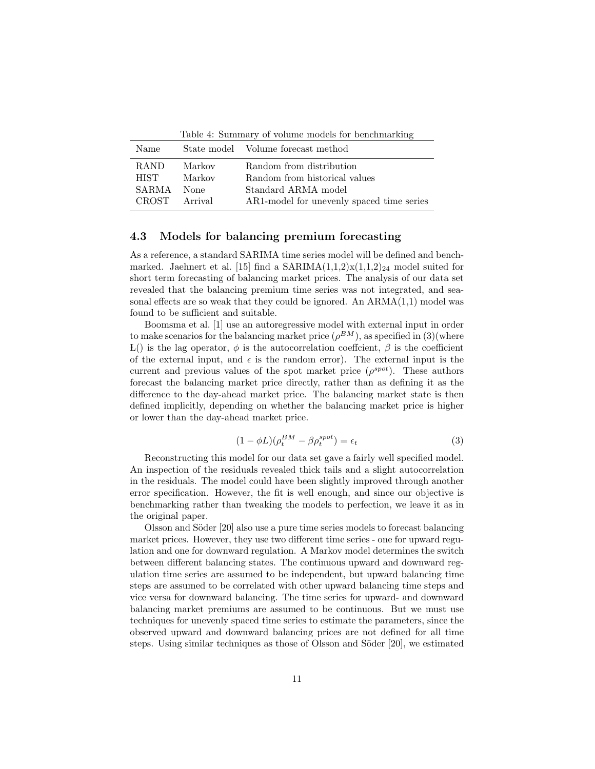Table 4: Summary of volume models for benchmarking

| Name | State model | Volume forecast method |
|---|---|---|
| RAND | Markov | Random from distribution |
| HIST | Markov | Random from historical values |
| SARMA | None | Standard ARMA model |
| CROST | Arrival | AR1-model for unevenly spaced time series |

### 4.3 Models for balancing premium forecasting

As a reference, a standard SARIMA time series model will be defined and benchmarked. Jaehnert et al. [15] find a SARIMA(1,1,2)x(1,1,2)$_{24}$ model suited for short term forecasting of balancing market prices. The analysis of our data set revealed that the balancing premium time series was not integrated, and seasonal effects are so weak that they could be ignored. An ARMA(1,1) model was found to be sufficient and suitable.

Boomsma et al. [1] use an autoregressive model with external input in order to make scenarios for the balancing market price ($\rho^{BM}$), as specified in (3)(where L() is the lag operator, $\phi$ is the autocorrelation coeffcient, $\beta$ is the coefficient of the external input, and $\epsilon$ is the random error). The external input is the current and previous values of the spot market price ($\rho^{spot}$). These authors forecast the balancing market price directly, rather than as defining it as the difference to the day-ahead market price. The balancing market state is then defined implicitly, depending on whether the balancing market price is higher or lower than the day-ahead market price.

$$(1 - \phi L)(\rho_t^{BM} - \beta \rho_t^{spot}) = \epsilon_t \tag{3}$$

Reconstructing this model for our data set gave a fairly well specified model. An inspection of the residuals revealed thick tails and a slight autocorrelation in the residuals. The model could have been slightly improved through another error specification. However, the fit is well enough, and since our objective is benchmarking rather than tweaking the models to perfection, we leave it as in the original paper.

Olsson and Söder [20] also use a pure time series models to forecast balancing market prices. However, they use two different time series - one for upward regulation and one for downward regulation. A Markov model determines the switch between different balancing states. The continuous upward and downward regulation time series are assumed to be independent, but upward balancing time steps are assumed to be correlated with other upward balancing time steps and vice versa for downward balancing. The time series for upward- and downward balancing market premiums are assumed to be continuous. But we must use techniques for unevenly spaced time series to estimate the parameters, since the observed upward and downward balancing prices are not defined for all time steps. Using similar techniques as those of Olsson and Söder [20], we estimated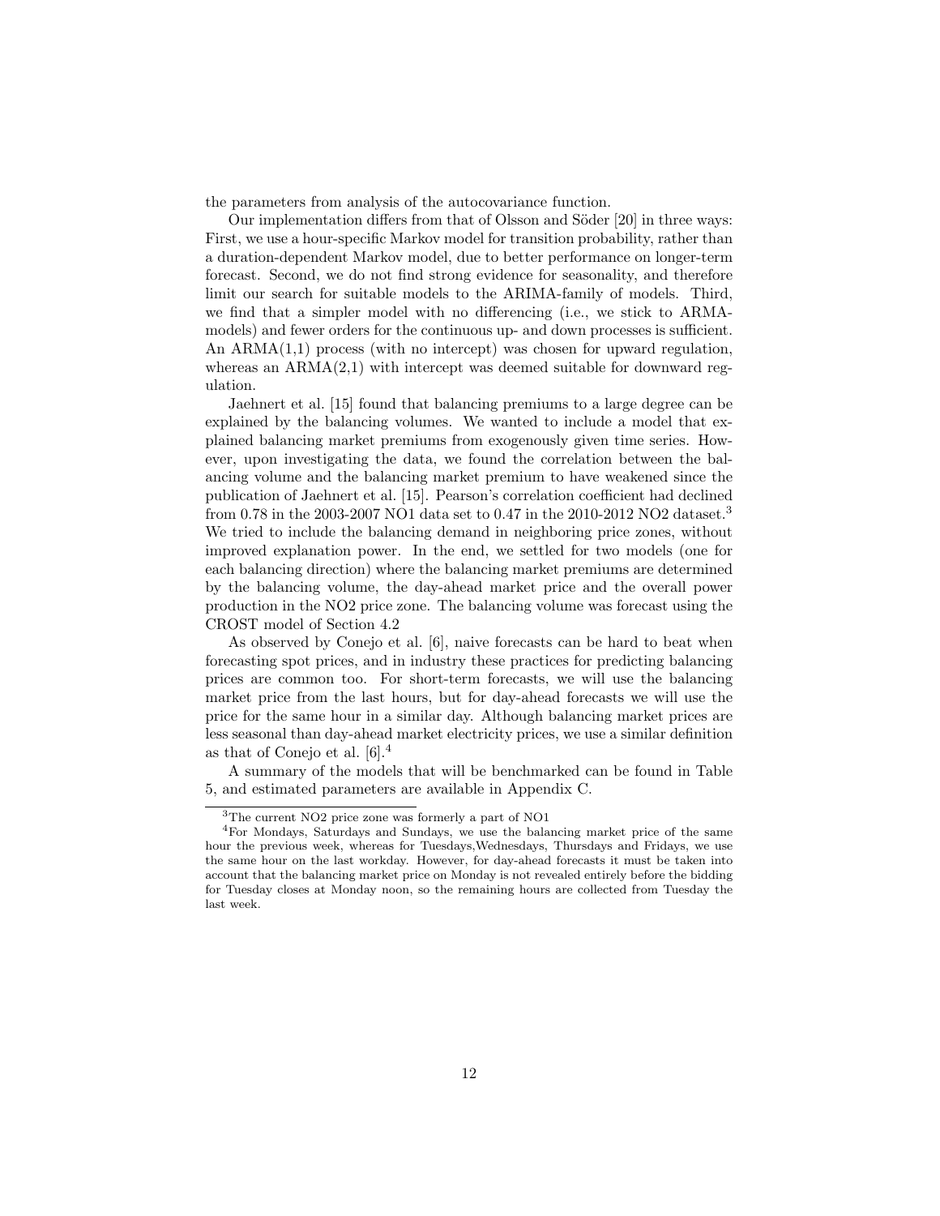the parameters from analysis of the autocovariance function.

Our implementation differs from that of Olsson and Söder [20] in three ways: First, we use a hour-specific Markov model for transition probability, rather than a duration-dependent Markov model, due to better performance on longer-term forecast. Second, we do not find strong evidence for seasonality, and therefore limit our search for suitable models to the ARIMA-family of models. Third, we find that a simpler model with no differencing (i.e., we stick to ARMA-models) and fewer orders for the continuous up- and down processes is sufficient. An ARMA(1,1) process (with no intercept) was chosen for upward regulation, whereas an ARMA(2,1) with intercept was deemed suitable for downward regulation.

Jaehnert et al. [15] found that balancing premiums to a large degree can be explained by the balancing volumes. We wanted to include a model that explained balancing market premiums from exogenously given time series. However, upon investigating the data, we found the correlation between the balancing volume and the balancing market premium to have weakened since the publication of Jaehnert et al. [15]. Pearson's correlation coefficient had declined from 0.78 in the 2003-2007 NO1 data set to 0.47 in the 2010-2012 NO2 dataset.[3] We tried to include the balancing demand in neighboring price zones, without improved explanation power. In the end, we settled for two models (one for each balancing direction) where the balancing market premiums are determined by the balancing volume, the day-ahead market price and the overall power production in the NO2 price zone. The balancing volume was forecast using the CROST model of Section 4.2

As observed by Conejo et al. [6], naive forecasts can be hard to beat when forecasting spot prices, and in industry these practices for predicting balancing prices are common too. For short-term forecasts, we will use the balancing market price from the last hours, but for day-ahead forecasts we will use the price for the same hour in a similar day. Although balancing market prices are less seasonal than day-ahead market electricity prices, we use a similar definition as that of Conejo et al. [6].[4]

A summary of the models that will be benchmarked can be found in Table 5, and estimated parameters are available in Appendix C.

[3] The current NO2 price zone was formerly a part of NO1

[4] For Mondays, Saturdays and Sundays, we use the balancing market price of the same hour the previous week, whereas for Tuesdays,Wednesdays, Thursdays and Fridays, we use the same hour on the last workday. However, for day-ahead forecasts it must be taken into account that the balancing market price on Monday is not revealed entirely before the bidding for Tuesday closes at Monday noon, so the remaining hours are collected from Tuesday the last week.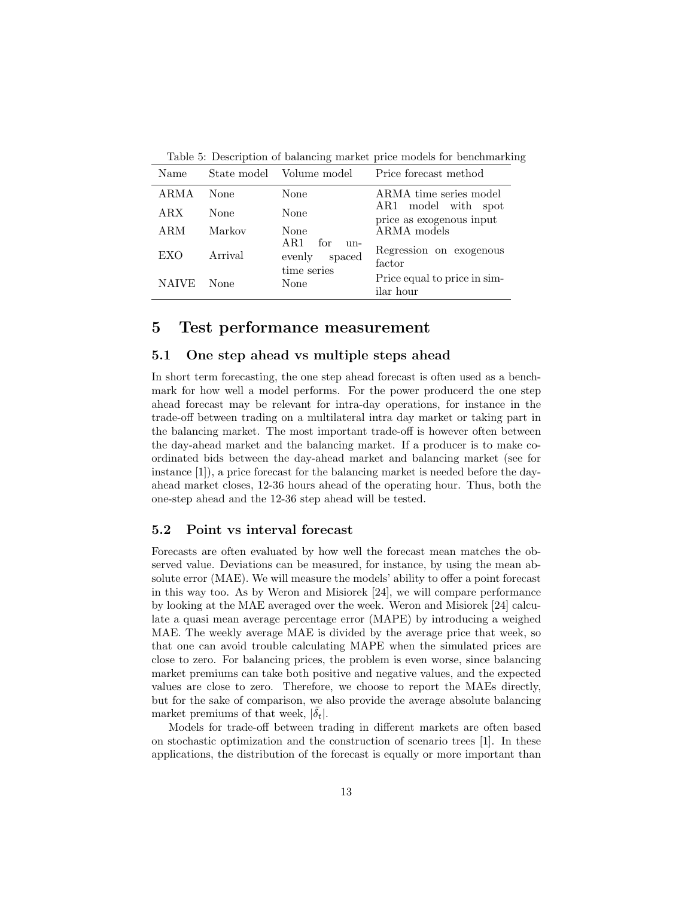Table 5: Description of balancing market price models for benchmarking

| Name | State model | Volume model | Price forecast method |
|---|---|---|---|
| ARMA | None | None | ARMA time series model |
| ARX | None | None | AR1 model with spot price as exogenous input |
| ARM | Markov | None | ARMA models |
| EXO | Arrival | AR1 for unevenly spaced time series | Regression on exogenous factor |
| NAIVE | None | None | Price equal to price in similar hour |

# 5 Test performance measurement

## 5.1 One step ahead vs multiple steps ahead

In short term forecasting, the one step ahead forecast is often used as a benchmark for how well a model performs. For the power producerd the one step ahead forecast may be relevant for intra-day operations, for instance in the trade-off between trading on a multilateral intra day market or taking part in the balancing market. The most important trade-off is however often between the day-ahead market and the balancing market. If a producer is to make coordinated bids between the day-ahead market and balancing market (see for instance [1]), a price forecast for the balancing market is needed before the day-ahead market closes, 12-36 hours ahead of the operating hour. Thus, both the one-step ahead and the 12-36 step ahead will be tested.

## 5.2 Point vs interval forecast

Forecasts are often evaluated by how well the forecast mean matches the observed value. Deviations can be measured, for instance, by using the mean absolute error (MAE). We will measure the models' ability to offer a point forecast in this way too. As by Weron and Misiorek [24], we will compare performance by looking at the MAE averaged over the week. Weron and Misiorek [24] calculate a quasi mean average percentage error (MAPE) by introducing a weighed MAE. The weekly average MAE is divided by the average price that week, so that one can avoid trouble calculating MAPE when the simulated prices are close to zero. For balancing prices, the problem is even worse, since balancing market premiums can take both positive and negative values, and the expected values are close to zero. Therefore, we choose to report the MAEs directly, but for the sake of comparison, we also provide the average absolute balancing market premiums of that week, $|\bar{\delta}_t|$.

Models for trade-off between trading in different markets are often based on stochastic optimization and the construction of scenario trees [1]. In these applications, the distribution of the forecast is equally or more important than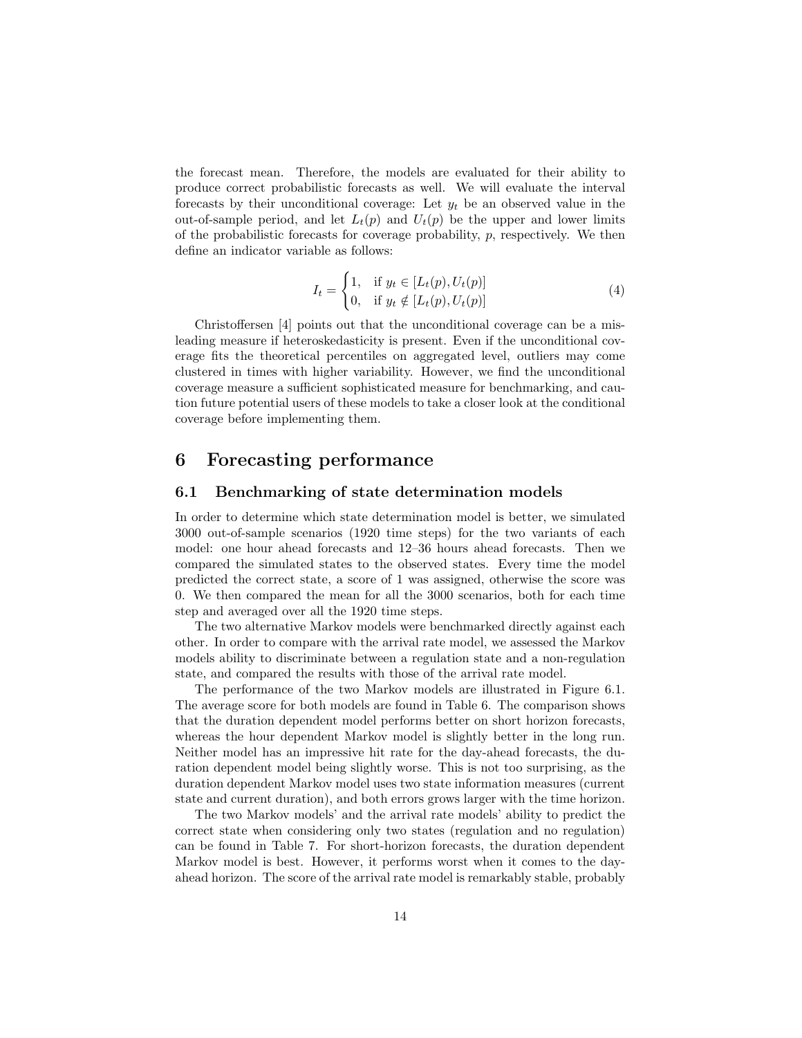the forecast mean. Therefore, the models are evaluated for their ability to produce correct probabilistic forecasts as well. We will evaluate the interval forecasts by their unconditional coverage: Let $y_t$ be an observed value in the out-of-sample period, and let $L_t(p)$ and $U_t(p)$ be the upper and lower limits of the probabilistic forecasts for coverage probability, $p$, respectively. We then define an indicator variable as follows:

$$I_t = \begin{cases} 1, & \text{if } y_t \in [L_t(p), U_t(p)] \\ 0, & \text{if } y_t \notin [L_t(p), U_t(p)] \end{cases} \tag{4}$$

Christoffersen [4] points out that the unconditional coverage can be a misleading measure if heteroskedasticity is present. Even if the unconditional coverage fits the theoretical percentiles on aggregated level, outliers may come clustered in times with higher variability. However, we find the unconditional coverage measure a sufficient sophisticated measure for benchmarking, and caution future potential users of these models to take a closer look at the conditional coverage before implementing them.

# 6 Forecasting performance

## 6.1 Benchmarking of state determination models

In order to determine which state determination model is better, we simulated 3000 out-of-sample scenarios (1920 time steps) for the two variants of each model: one hour ahead forecasts and 12–36 hours ahead forecasts. Then we compared the simulated states to the observed states. Every time the model predicted the correct state, a score of 1 was assigned, otherwise the score was 0. We then compared the mean for all the 3000 scenarios, both for each time step and averaged over all the 1920 time steps.

The two alternative Markov models were benchmarked directly against each other. In order to compare with the arrival rate model, we assessed the Markov models ability to discriminate between a regulation state and a non-regulation state, and compared the results with those of the arrival rate model.

The performance of the two Markov models are illustrated in Figure 6.1. The average score for both models are found in Table 6. The comparison shows that the duration dependent model performs better on short horizon forecasts, whereas the hour dependent Markov model is slightly better in the long run. Neither model has an impressive hit rate for the day-ahead forecasts, the duration dependent model being slightly worse. This is not too surprising, as the duration dependent Markov model uses two state information measures (current state and current duration), and both errors grows larger with the time horizon.

The two Markov models' and the arrival rate models' ability to predict the correct state when considering only two states (regulation and no regulation) can be found in Table 7. For short-horizon forecasts, the duration dependent Markov model is best. However, it performs worst when it comes to the day-ahead horizon. The score of the arrival rate model is remarkably stable, probably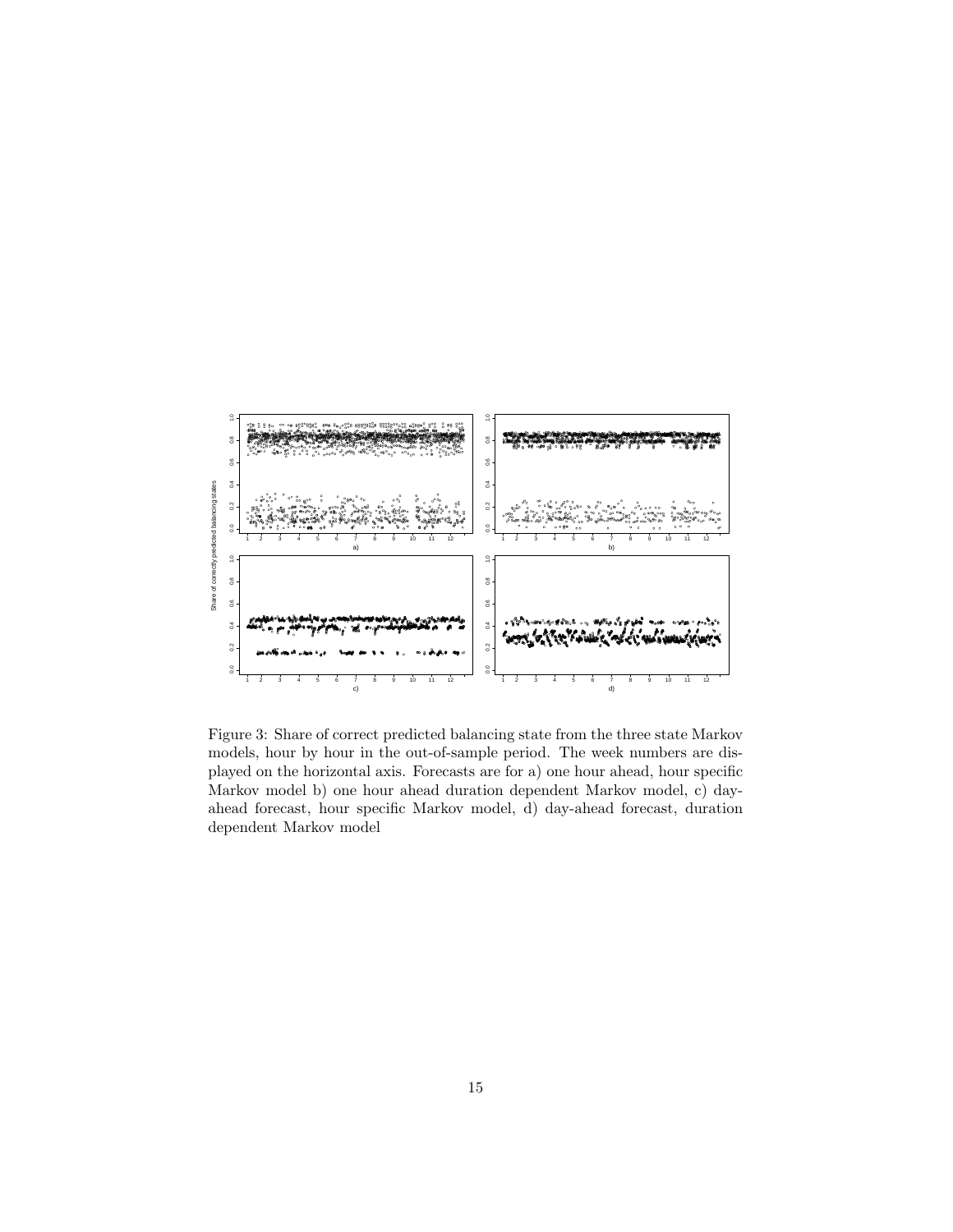Figure 3: Share of correct predicted balancing state from the three state Markov models, hour by hour in the out-of-sample period. The week numbers are displayed on the horizontal axis. Forecasts are for a) one hour ahead, hour specific Markov model b) one hour ahead duration dependent Markov model, c) day-ahead forecast, hour specific Markov model, d) day-ahead forecast, duration dependent Markov model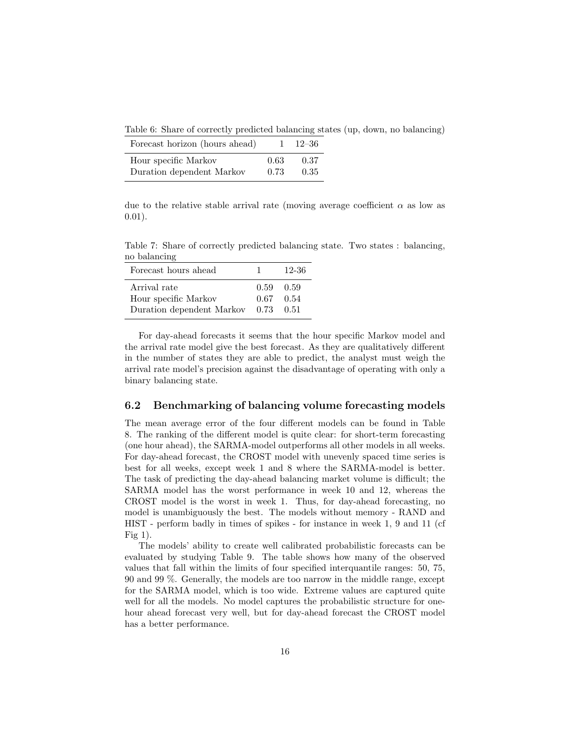Table 6: Share of correctly predicted balancing states (up, down, no balancing)

| Forecast horizon (hours ahead) | 1 | 12–36 |
|---|---|---|
| Hour specific Markov | 0.63 | 0.37 |
| Duration dependent Markov | 0.73 | 0.35 |

due to the relative stable arrival rate (moving average coefficient $\alpha$ as low as 0.01).

Table 7: Share of correctly predicted balancing state. Two states : balancing, no balancing

| Forecast hours ahead | 1 | 12-36 |
|---|---|---|
| Arrival rate | 0.59 | 0.59 |
| Hour specific Markov | 0.67 | 0.54 |
| Duration dependent Markov | 0.73 | 0.51 |

For day-ahead forecasts it seems that the hour specific Markov model and the arrival rate model give the best forecast. As they are qualitatively different in the number of states they are able to predict, the analyst must weigh the arrival rate model's precision against the disadvantage of operating with only a binary balancing state.

## 6.2 Benchmarking of balancing volume forecasting models

The mean average error of the four different models can be found in Table 8. The ranking of the different model is quite clear: for short-term forecasting (one hour ahead), the SARMA-model outperforms all other models in all weeks. For day-ahead forecast, the CROST model with unevenly spaced time series is best for all weeks, except week 1 and 8 where the SARMA-model is better. The task of predicting the day-ahead balancing market volume is difficult; the SARMA model has the worst performance in week 10 and 12, whereas the CROST model is the worst in week 1. Thus, for day-ahead forecasting, no model is unambiguously the best. The models without memory - RAND and HIST - perform badly in times of spikes - for instance in week 1, 9 and 11 (cf Fig 1).

The models' ability to create well calibrated probabilistic forecasts can be evaluated by studying Table 9. The table shows how many of the observed values that fall within the limits of four specified interquantile ranges: 50, 75, 90 and 99 %. Generally, the models are too narrow in the middle range, except for the SARMA model, which is too wide. Extreme values are captured quite well for all the models. No model captures the probabilistic structure for one-hour ahead forecast very well, but for day-ahead forecast the CROST model has a better performance.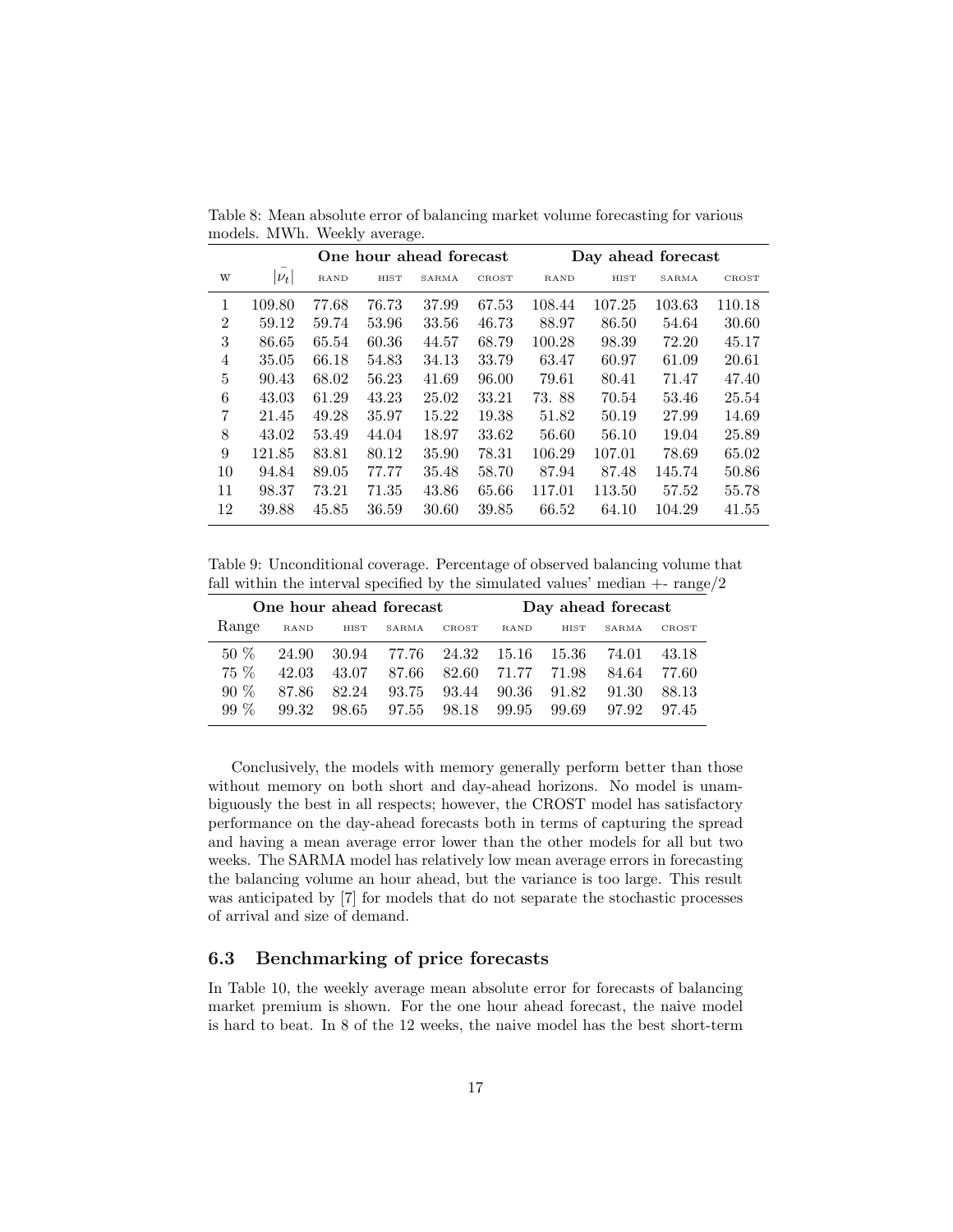Table 8: Mean absolute error of balancing market volume forecasting for various models. MWh. Weekly average.

| | | One hour ahead forecast | | | | Day ahead forecast | | | |
|---|---|---|---|---|---|---|---|---|---|
| W | $\|\bar{\nu_t}\|$ | RAND | HIST | SARMA | CROST | RAND | HIST | SARMA | CROST |
| 1 | 109.80 | 77.68 | 76.73 | 37.99 | 67.53 | 108.44 | 107.25 | 103.63 | 110.18 |
| 2 | 59.12 | 59.74 | 53.96 | 33.56 | 46.73 | 88.97 | 86.50 | 54.64 | 30.60 |
| 3 | 86.65 | 65.54 | 60.36 | 44.57 | 68.79 | 100.28 | 98.39 | 72.20 | 45.17 |
| 4 | 35.05 | 66.18 | 54.83 | 34.13 | 33.79 | 63.47 | 60.97 | 61.09 | 20.61 |
| 5 | 90.43 | 68.02 | 56.23 | 41.69 | 96.00 | 79.61 | 80.41 | 71.47 | 47.40 |
| 6 | 43.03 | 61.29 | 43.23 | 25.02 | 33.21 | 73. 88 | 70.54 | 53.46 | 25.54 |
| 7 | 21.45 | 49.28 | 35.97 | 15.22 | 19.38 | 51.82 | 50.19 | 27.99 | 14.69 |
| 8 | 43.02 | 53.49 | 44.04 | 18.97 | 33.62 | 56.60 | 56.10 | 19.04 | 25.89 |
| 9 | 121.85 | 83.81 | 80.12 | 35.90 | 78.31 | 106.29 | 107.01 | 78.69 | 65.02 |
| 10 | 94.84 | 89.05 | 77.77 | 35.48 | 58.70 | 87.94 | 87.48 | 145.74 | 50.86 |
| 11 | 98.37 | 73.21 | 71.35 | 43.86 | 65.66 | 117.01 | 113.50 | 57.52 | 55.78 |
| 12 | 39.88 | 45.85 | 36.59 | 30.60 | 39.85 | 66.52 | 64.10 | 104.29 | 41.55 |

Table 9: Unconditional coverage. Percentage of observed balancing volume that fall within the interval specified by the simulated values' median +- range/2

| | One hour ahead forecast | | | | Day ahead forecast | | | |
|---|---|---|---|---|---|---|---|---|
| Range | RAND | HIST | SARMA | CROST | RAND | HIST | SARMA | CROST |
| 50 % | 24.90 | 30.94 | 77.76 | 24.32 | 15.16 | 15.36 | 74.01 | 43.18 |
| 75 % | 42.03 | 43.07 | 87.66 | 82.60 | 71.77 | 71.98 | 84.64 | 77.60 |
| 90 % | 87.86 | 82.24 | 93.75 | 93.44 | 90.36 | 91.82 | 91.30 | 88.13 |
| 99 % | 99.32 | 98.65 | 97.55 | 98.18 | 99.95 | 99.69 | 97.92 | 97.45 |

Conclusively, the models with memory generally perform better than those without memory on both short and day-ahead horizons. No model is unambiguously the best in all respects; however, the CROST model has satisfactory performance on the day-ahead forecasts both in terms of capturing the spread and having a mean average error lower than the other models for all but two weeks. The SARMA model has relatively low mean average errors in forecasting the balancing volume an hour ahead, but the variance is too large. This result was anticipated by [7] for models that do not separate the stochastic processes of arrival and size of demand.

### 6.3 Benchmarking of price forecasts

In Table 10, the weekly average mean absolute error for forecasts of balancing market premium is shown. For the one hour ahead forecast, the naive model is hard to beat. In 8 of the 12 weeks, the naive model has the best short-term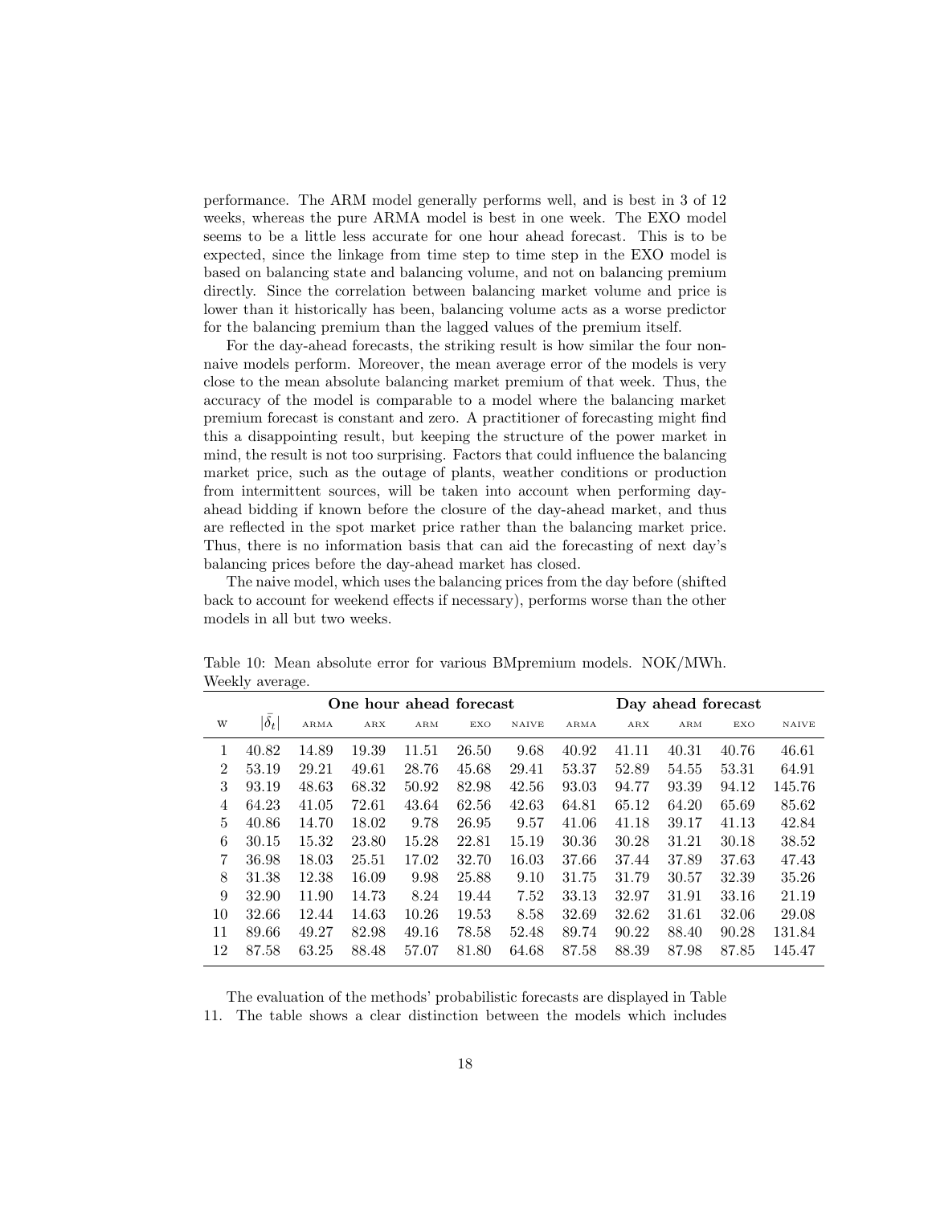performance. The ARM model generally performs well, and is best in 3 of 12 weeks, whereas the pure ARMA model is best in one week. The EXO model seems to be a little less accurate for one hour ahead forecast. This is to be expected, since the linkage from time step to time step in the EXO model is based on balancing state and balancing volume, and not on balancing premium directly. Since the correlation between balancing market volume and price is lower than it historically has been, balancing volume acts as a worse predictor for the balancing premium than the lagged values of the premium itself.

For the day-ahead forecasts, the striking result is how similar the four non-naive models perform. Moreover, the mean average error of the models is very close to the mean absolute balancing market premium of that week. Thus, the accuracy of the model is comparable to a model where the balancing market premium forecast is constant and zero. A practitioner of forecasting might find this a disappointing result, but keeping the structure of the power market in mind, the result is not too surprising. Factors that could influence the balancing market price, such as the outage of plants, weather conditions or production from intermittent sources, will be taken into account when performing day-ahead bidding if known before the closure of the day-ahead market, and thus are reflected in the spot market price rather than the balancing market price. Thus, there is no information basis that can aid the forecasting of next day's balancing prices before the day-ahead market has closed.

The naive model, which uses the balancing prices from the day before (shifted back to account for weekend effects if necessary), performs worse than the other models in all but two weeks.

Table 10: Mean absolute error for various BMpremium models. NOK/MWh. Weekly average.

| | | **One hour ahead forecast** | | | | | **Day ahead forecast** | | | | |
|---|---|---|---|---|---|---|---|---|---|---|---|
| W | $\lvert\bar{\delta}_t\rvert$ | ARMA | ARX | ARM | EXO | NAIVE | ARMA | ARX | ARM | EXO | NAIVE |
| 1 | 40.82 | 14.89 | 19.39 | 11.51 | 26.50 | 9.68 | 40.92 | 41.11 | 40.31 | 40.76 | 46.61 |
| 2 | 53.19 | 29.21 | 49.61 | 28.76 | 45.68 | 29.41 | 53.37 | 52.89 | 54.55 | 53.31 | 64.91 |
| 3 | 93.19 | 48.63 | 68.32 | 50.92 | 82.98 | 42.56 | 93.03 | 94.77 | 93.39 | 94.12 | 145.76 |
| 4 | 64.23 | 41.05 | 72.61 | 43.64 | 62.56 | 42.63 | 64.81 | 65.12 | 64.20 | 65.69 | 85.62 |
| 5 | 40.86 | 14.70 | 18.02 | 9.78 | 26.95 | 9.57 | 41.06 | 41.18 | 39.17 | 41.13 | 42.84 |
| 6 | 30.15 | 15.32 | 23.80 | 15.28 | 22.81 | 15.19 | 30.36 | 30.28 | 31.21 | 30.18 | 38.52 |
| 7 | 36.98 | 18.03 | 25.51 | 17.02 | 32.70 | 16.03 | 37.66 | 37.44 | 37.89 | 37.63 | 47.43 |
| 8 | 31.38 | 12.38 | 16.09 | 9.98 | 25.88 | 9.10 | 31.75 | 31.79 | 30.57 | 32.39 | 35.26 |
| 9 | 32.90 | 11.90 | 14.73 | 8.24 | 19.44 | 7.52 | 33.13 | 32.97 | 31.91 | 33.16 | 21.19 |
| 10 | 32.66 | 12.44 | 14.63 | 10.26 | 19.53 | 8.58 | 32.69 | 32.62 | 31.61 | 32.06 | 29.08 |
| 11 | 89.66 | 49.27 | 82.98 | 49.16 | 78.58 | 52.48 | 89.74 | 90.22 | 88.40 | 90.28 | 131.84 |
| 12 | 87.58 | 63.25 | 88.48 | 57.07 | 81.80 | 64.68 | 87.58 | 88.39 | 87.98 | 87.85 | 145.47 |

The evaluation of the methods' probabilistic forecasts are displayed in Table 11. The table shows a clear distinction between the models which includes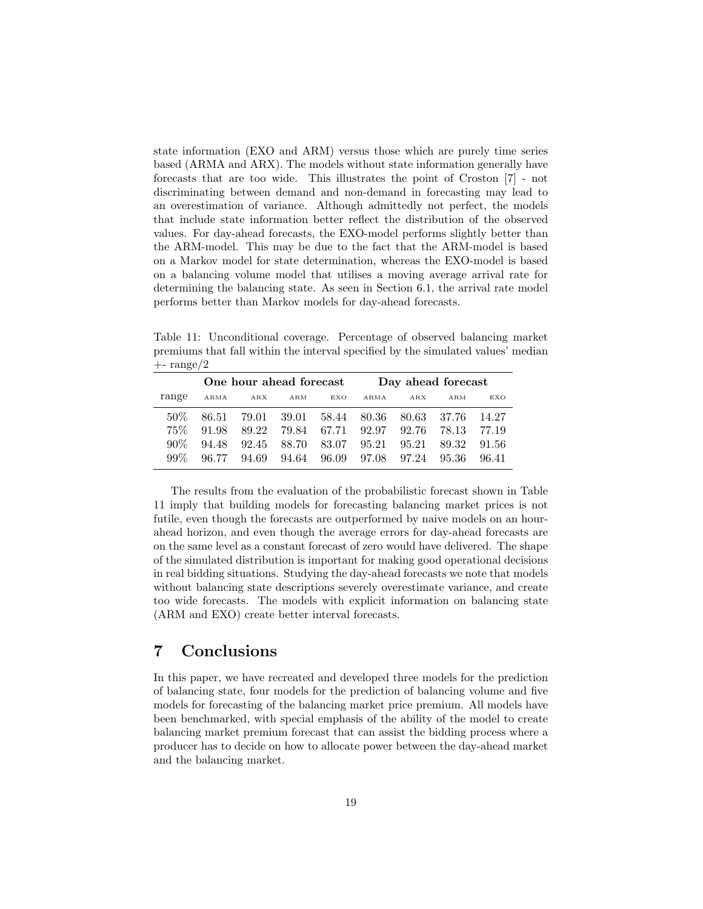state information (EXO and ARM) versus those which are purely time series based (ARMA and ARX). The models without state information generally have forecasts that are too wide. This illustrates the point of Croston [7] - not discriminating between demand and non-demand in forecasting may lead to an overestimation of variance. Although admittedly not perfect, the models that include state information better reflect the distribution of the observed values. For day-ahead forecasts, the EXO-model performs slightly better than the ARM-model. This may be due to the fact that the ARM-model is based on a Markov model for state determination, whereas the EXO-model is based on a balancing volume model that utilises a moving average arrival rate for determining the balancing state. As seen in Section 6.1, the arrival rate model performs better than Markov models for day-ahead forecasts.

Table 11: Unconditional coverage. Percentage of observed balancing market premiums that fall within the interval specified by the simulated values' median +- range/2

| | **One hour ahead forecast** | | | | **Day ahead forecast** | | | |
|---|---|---|---|---|---|---|---|---|
| range | ARMA | ARX | ARM | EXO | ARMA | ARX | ARM | EXO |
| 50% | 86.51 | 79.01 | 39.01 | 58.44 | 80.36 | 80.63 | 37.76 | 14.27 |
| 75% | 91.98 | 89.22 | 79.84 | 67.71 | 92.97 | 92.76 | 78.13 | 77.19 |
| 90% | 94.48 | 92.45 | 88.70 | 83.07 | 95.21 | 95.21 | 89.32 | 91.56 |
| 99% | 96.77 | 94.69 | 94.64 | 96.09 | 97.08 | 97.24 | 95.36 | 96.41 |

The results from the evaluation of the probabilistic forecast shown in Table 11 imply that building models for forecasting balancing market prices is not futile, even though the forecasts are outperformed by naive models on an hour-ahead horizon, and even though the average errors for day-ahead forecasts are on the same level as a constant forecast of zero would have delivered. The shape of the simulated distribution is important for making good operational decisions in real bidding situations. Studying the day-ahead forecasts we note that models without balancing state descriptions severely overestimate variance, and create too wide forecasts. The models with explicit information on balancing state (ARM and EXO) create better interval forecasts.

# 7 Conclusions

In this paper, we have recreated and developed three models for the prediction of balancing state, four models for the prediction of balancing volume and five models for forecasting of the balancing market price premium. All models have been benchmarked, with special emphasis of the ability of the model to create balancing market premium forecast that can assist the bidding process where a producer has to decide on how to allocate power between the day-ahead market and the balancing market.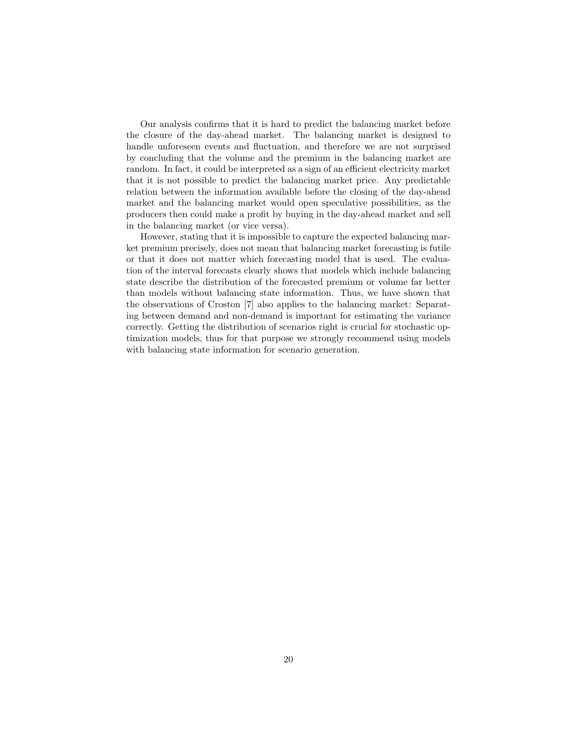Our analysis confirms that it is hard to predict the balancing market before the closure of the day-ahead market. The balancing market is designed to handle unforeseen events and fluctuation, and therefore we are not surprised by concluding that the volume and the premium in the balancing market are random. In fact, it could be interpreted as a sign of an efficient electricity market that it is not possible to predict the balancing market price. Any predictable relation between the information available before the closing of the day-ahead market and the balancing market would open speculative possibilities, as the producers then could make a profit by buying in the day-ahead market and sell in the balancing market (or vice versa).

However, stating that it is impossible to capture the expected balancing market premium precisely, does not mean that balancing market forecasting is futile or that it does not matter which forecasting model that is used. The evaluation of the interval forecasts clearly shows that models which include balancing state describe the distribution of the forecasted premium or volume far better than models without balancing state information. Thus, we have shown that the observations of Croston [7] also applies to the balancing market: Separating between demand and non-demand is important for estimating the variance correctly. Getting the distribution of scenarios right is crucial for stochastic optimization models, thus for that purpose we strongly recommend using models with balancing state information for scenario generation.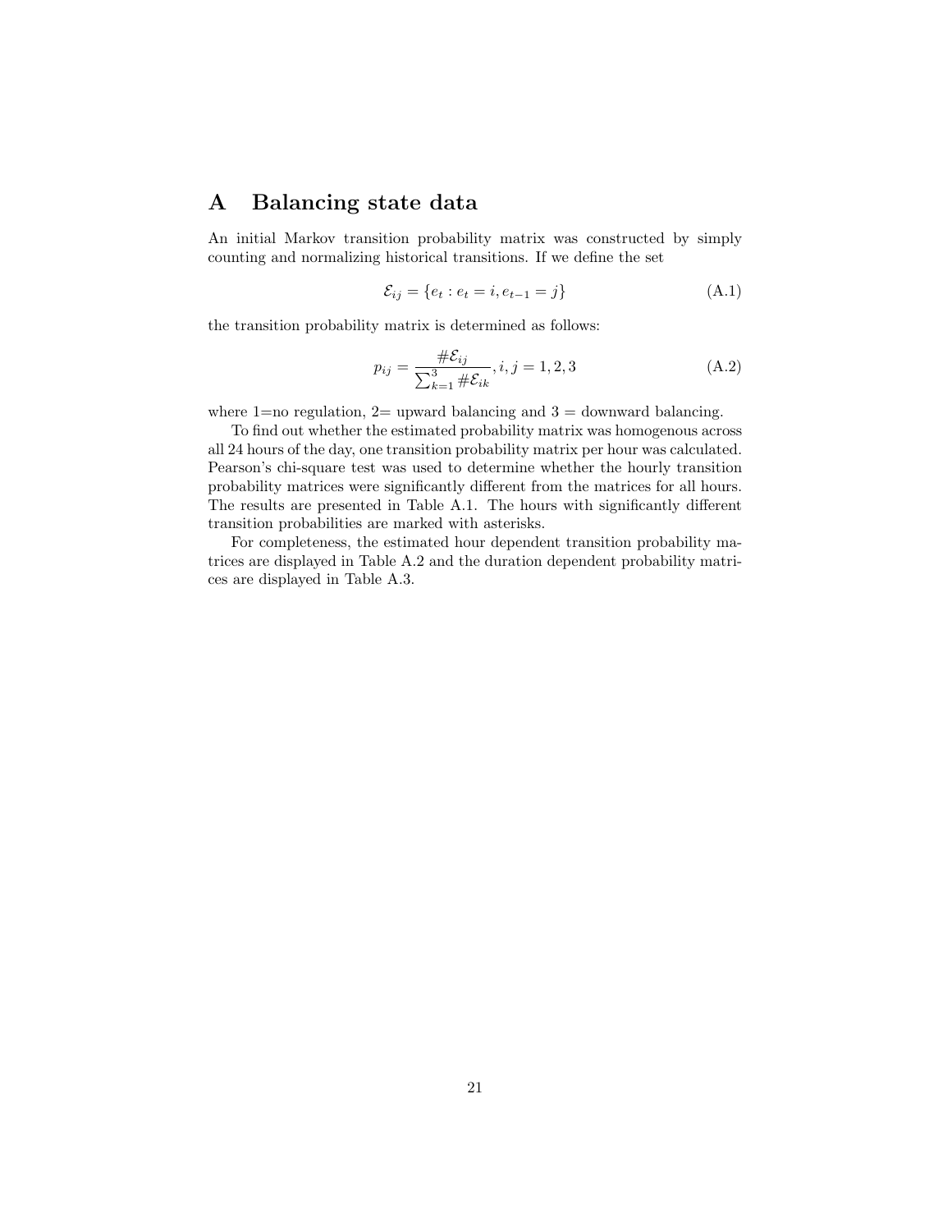# A Balancing state data

An initial Markov transition probability matrix was constructed by simply counting and normalizing historical transitions. If we define the set

$$\mathcal{E}_{ij} = \{e_t : e_t = i, e_{t-1} = j\} \tag{A.1}$$

the transition probability matrix is determined as follows:

$$p_{ij} = \frac{\#\mathcal{E}_{ij}}{\sum_{k=1}^{3} \#\mathcal{E}_{ik}}, i, j = 1, 2, 3 \tag{A.2}$$

where 1=no regulation, 2= upward balancing and 3 = downward balancing.

To find out whether the estimated probability matrix was homogenous across all 24 hours of the day, one transition probability matrix per hour was calculated. Pearson's chi-square test was used to determine whether the hourly transition probability matrices were significantly different from the matrices for all hours. The results are presented in Table A.1. The hours with significantly different transition probabilities are marked with asterisks.

For completeness, the estimated hour dependent transition probability matrices are displayed in Table A.2 and the duration dependent probability matrices are displayed in Table A.3.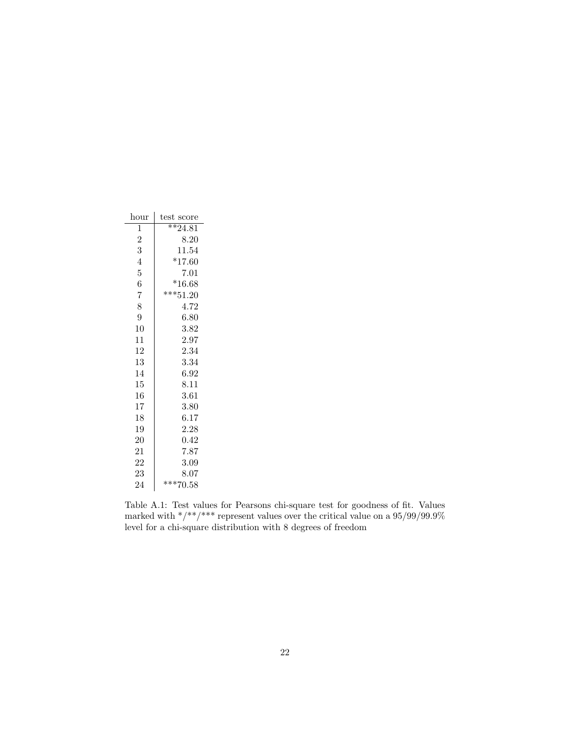| hour | test score |
|---|---|
| 1 | **24.81 |
| 2 | 8.20 |
| 3 | 11.54 |
| 4 | *17.60 |
| 5 | 7.01 |
| 6 | *16.68 |
| 7 | ***51.20 |
| 8 | 4.72 |
| 9 | 6.80 |
| 10 | 3.82 |
| 11 | 2.97 |
| 12 | 2.34 |
| 13 | 3.34 |
| 14 | 6.92 |
| 15 | 8.11 |
| 16 | 3.61 |
| 17 | 3.80 |
| 18 | 6.17 |
| 19 | 2.28 |
| 20 | 0.42 |
| 21 | 7.87 |
| 22 | 3.09 |
| 23 | 8.07 |
| 24 | ***70.58 |

Table A.1: Test values for Pearsons chi-square test for goodness of fit. Values marked with */**/*** represent values over the critical value on a 95/99/99.9% level for a chi-square distribution with 8 degrees of freedom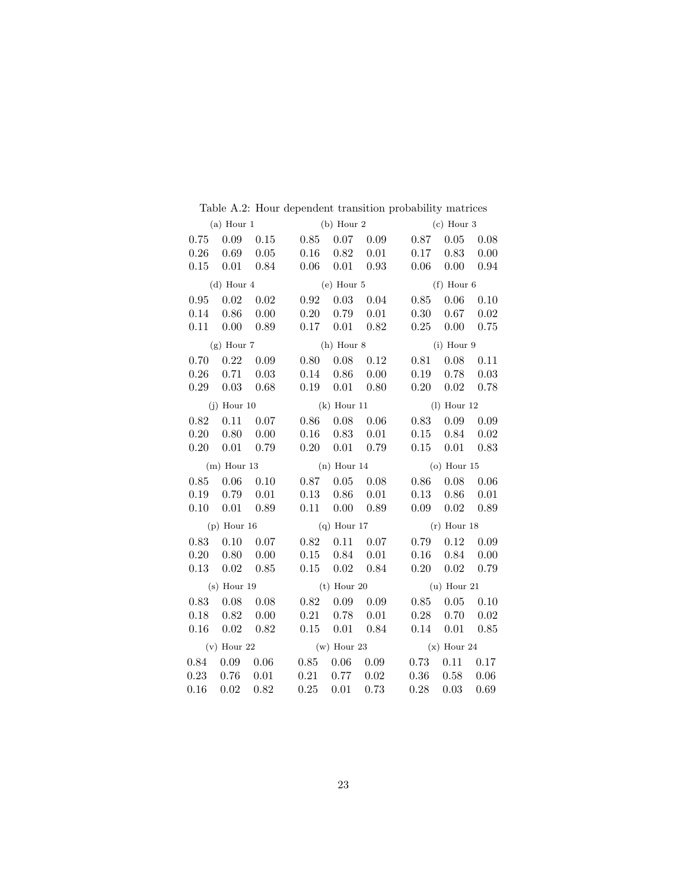Table A.2: Hour dependent transition probability matrices

(a) Hour 1

| | | |
|---|---|---|
| 0.75 | 0.09 | 0.15 |
| 0.26 | 0.69 | 0.05 |
| 0.15 | 0.01 | 0.84 |

(b) Hour 2

| | | |
|---|---|---|
| 0.85 | 0.07 | 0.09 |
| 0.16 | 0.82 | 0.01 |
| 0.06 | 0.01 | 0.93 |

(c) Hour 3

| | | |
|---|---|---|
| 0.87 | 0.05 | 0.08 |
| 0.17 | 0.83 | 0.00 |
| 0.06 | 0.00 | 0.94 |

(d) Hour 4

| | | |
|---|---|---|
| 0.95 | 0.02 | 0.02 |
| 0.14 | 0.86 | 0.00 |
| 0.11 | 0.00 | 0.89 |

(e) Hour 5

| | | |
|---|---|---|
| 0.92 | 0.03 | 0.04 |
| 0.20 | 0.79 | 0.01 |
| 0.17 | 0.01 | 0.82 |

(f) Hour 6

| | | |
|---|---|---|
| 0.85 | 0.06 | 0.10 |
| 0.30 | 0.67 | 0.02 |
| 0.25 | 0.00 | 0.75 |

(g) Hour 7

| | | |
|---|---|---|
| 0.70 | 0.22 | 0.09 |
| 0.26 | 0.71 | 0.03 |
| 0.29 | 0.03 | 0.68 |

(h) Hour 8

| | | |
|---|---|---|
| 0.80 | 0.08 | 0.12 |
| 0.14 | 0.86 | 0.00 |
| 0.19 | 0.01 | 0.80 |

(i) Hour 9

| | | |
|---|---|---|
| 0.81 | 0.08 | 0.11 |
| 0.19 | 0.78 | 0.03 |
| 0.20 | 0.02 | 0.78 |

(j) Hour 10

| | | |
|---|---|---|
| 0.82 | 0.11 | 0.07 |
| 0.20 | 0.80 | 0.00 |
| 0.20 | 0.01 | 0.79 |

(k) Hour 11

| | | |
|---|---|---|
| 0.86 | 0.08 | 0.06 |
| 0.16 | 0.83 | 0.01 |
| 0.20 | 0.01 | 0.79 |

(l) Hour 12

| | | |
|---|---|---|
| 0.83 | 0.09 | 0.09 |
| 0.15 | 0.84 | 0.02 |
| 0.15 | 0.01 | 0.83 |

(m) Hour 13

| | | |
|---|---|---|
| 0.85 | 0.06 | 0.10 |
| 0.19 | 0.79 | 0.01 |
| 0.10 | 0.01 | 0.89 |

(n) Hour 14

| | | |
|---|---|---|
| 0.87 | 0.05 | 0.08 |
| 0.13 | 0.86 | 0.01 |
| 0.11 | 0.00 | 0.89 |

(o) Hour 15

| | | |
|---|---|---|
| 0.86 | 0.08 | 0.06 |
| 0.13 | 0.86 | 0.01 |
| 0.09 | 0.02 | 0.89 |

(p) Hour 16

| | | |
|---|---|---|
| 0.83 | 0.10 | 0.07 |
| 0.20 | 0.80 | 0.00 |
| 0.13 | 0.02 | 0.85 |

(q) Hour 17

| | | |
|---|---|---|
| 0.82 | 0.11 | 0.07 |
| 0.15 | 0.84 | 0.01 |
| 0.15 | 0.02 | 0.84 |

(r) Hour 18

| | | |
|---|---|---|
| 0.79 | 0.12 | 0.09 |
| 0.16 | 0.84 | 0.00 |
| 0.20 | 0.02 | 0.79 |

(s) Hour 19

| | | |
|---|---|---|
| 0.83 | 0.08 | 0.08 |
| 0.18 | 0.82 | 0.00 |
| 0.16 | 0.02 | 0.82 |

(t) Hour 20

| | | |
|---|---|---|
| 0.82 | 0.09 | 0.09 |
| 0.21 | 0.78 | 0.01 |
| 0.15 | 0.01 | 0.84 |

(u) Hour 21

| | | |
|---|---|---|
| 0.85 | 0.05 | 0.10 |
| 0.28 | 0.70 | 0.02 |
| 0.14 | 0.01 | 0.85 |

(v) Hour 22

| | | |
|---|---|---|
| 0.84 | 0.09 | 0.06 |
| 0.23 | 0.76 | 0.01 |
| 0.16 | 0.02 | 0.82 |

(w) Hour 23

| | | |
|---|---|---|
| 0.85 | 0.06 | 0.09 |
| 0.21 | 0.77 | 0.02 |
| 0.25 | 0.01 | 0.73 |

(x) Hour 24

| | | |
|---|---|---|
| 0.73 | 0.11 | 0.17 |
| 0.36 | 0.58 | 0.06 |
| 0.28 | 0.03 | 0.69 |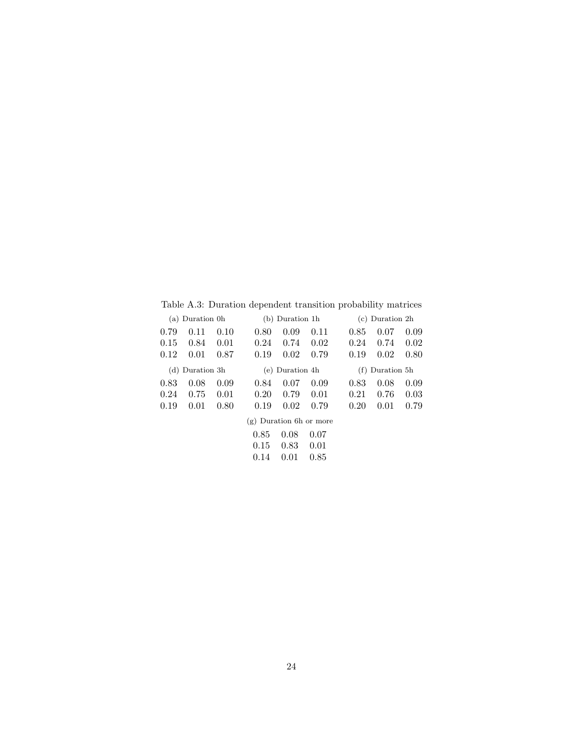Table A.3: Duration dependent transition probability matrices

(a) Duration 0h

| | | |
|---|---|---|
| 0.79 | 0.11 | 0.10 |
| 0.15 | 0.84 | 0.01 |
| 0.12 | 0.01 | 0.87 |

(b) Duration 1h

| | | |
|---|---|---|
| 0.80 | 0.09 | 0.11 |
| 0.24 | 0.74 | 0.02 |
| 0.19 | 0.02 | 0.79 |

(c) Duration 2h

| | | |
|---|---|---|
| 0.85 | 0.07 | 0.09 |
| 0.24 | 0.74 | 0.02 |
| 0.19 | 0.02 | 0.80 |

(d) Duration 3h

| | | |
|---|---|---|
| 0.83 | 0.08 | 0.09 |
| 0.24 | 0.75 | 0.01 |
| 0.19 | 0.01 | 0.80 |

(e) Duration 4h

| | | |
|---|---|---|
| 0.84 | 0.07 | 0.09 |
| 0.20 | 0.79 | 0.01 |
| 0.19 | 0.02 | 0.79 |

(f) Duration 5h

| | | |
|---|---|---|
| 0.83 | 0.08 | 0.09 |
| 0.21 | 0.76 | 0.03 |
| 0.20 | 0.01 | 0.79 |

(g) Duration 6h or more

| | | |
|---|---|---|
| 0.85 | 0.08 | 0.07 |
| 0.15 | 0.83 | 0.01 |
| 0.14 | 0.01 | 0.85 |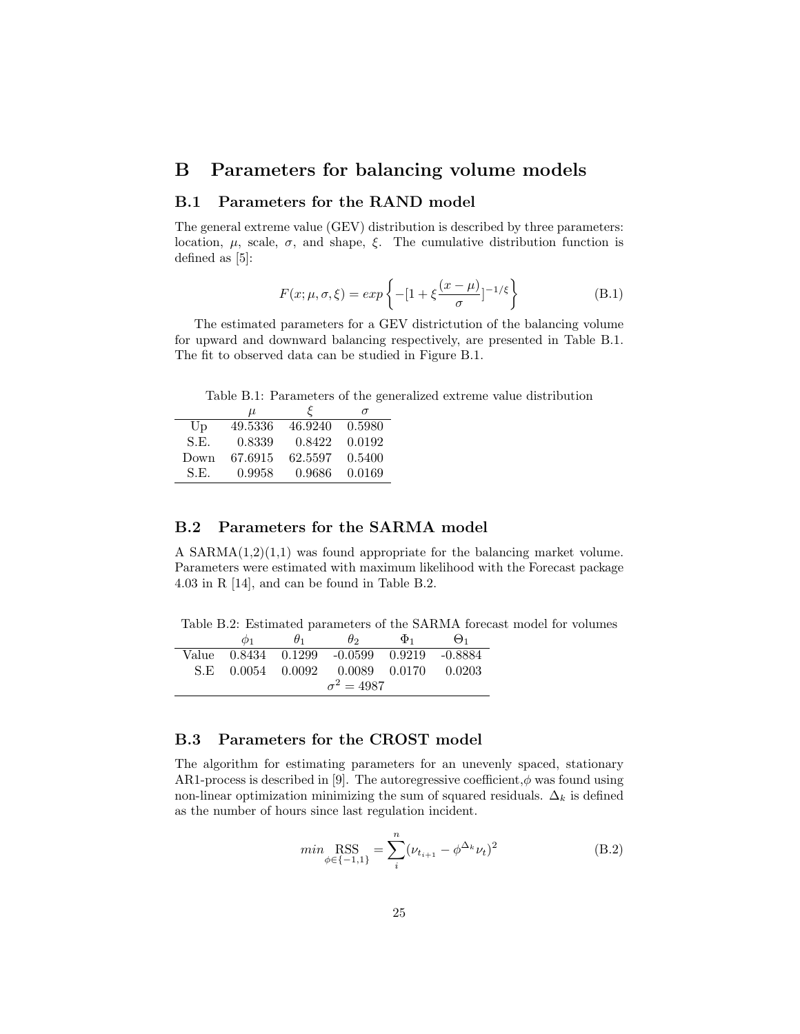# B Parameters for balancing volume models

## B.1 Parameters for the RAND model

The general extreme value (GEV) distribution is described by three parameters: location, $\mu$, scale, $\sigma$, and shape, $\xi$. The cumulative distribution function is defined as [5]:

$$F(x;\mu,\sigma,\xi) = exp\left\{-[1+\xi\frac{(x-\mu)}{\sigma}]^{-1/\xi}\right\} \tag{B.1}$$

The estimated parameters for a GEV districtution of the balancing volume for upward and downward balancing respectively, are presented in Table B.1. The fit to observed data can be studied in Figure B.1.

Table B.1: Parameters of the generalized extreme value distribution

| | $\mu$ | $\xi$ | $\sigma$ |
|---|---|---|---|
| Up | 49.5336 | 46.9240 | 0.5980 |
| S.E. | 0.8339 | 0.8422 | 0.0192 |
| Down | 67.6915 | 62.5597 | 0.5400 |
| S.E. | 0.9958 | 0.9686 | 0.0169 |

## B.2 Parameters for the SARMA model

A SARMA(1,2)(1,1) was found appropriate for the balancing market volume. Parameters were estimated with maximum likelihood with the Forecast package 4.03 in R [14], and can be found in Table B.2.

Table B.2: Estimated parameters of the SARMA forecast model for volumes

| | $\phi_1$ | $\theta_1$ | $\theta_2$ | $\Phi_1$ | $\Theta_1$ |
|---|---|---|---|---|---|
| Value | 0.8434 | 0.1299 | -0.0599 | 0.9219 | -0.8884 |
| S.E | 0.0054 | 0.0092 | 0.0089 | 0.0170 | 0.0203 |
| | | | $\sigma^2 = 4987$ | | |

## B.3 Parameters for the CROST model

The algorithm for estimating parameters for an unevenly spaced, stationary AR1-process is described in [9]. The autoregressive coefficient,$\phi$ was found using non-linear optimization minimizing the sum of squared residuals. $\Delta_k$ is defined as the number of hours since last regulation incident.

$$\underset{\phi\in\{-1,1\}}{min}\text{ RSS} = \sum_{i}^{n}(\nu_{t_{i+1}} - \phi^{\Delta_k}\nu_t)^2 \tag{B.2}$$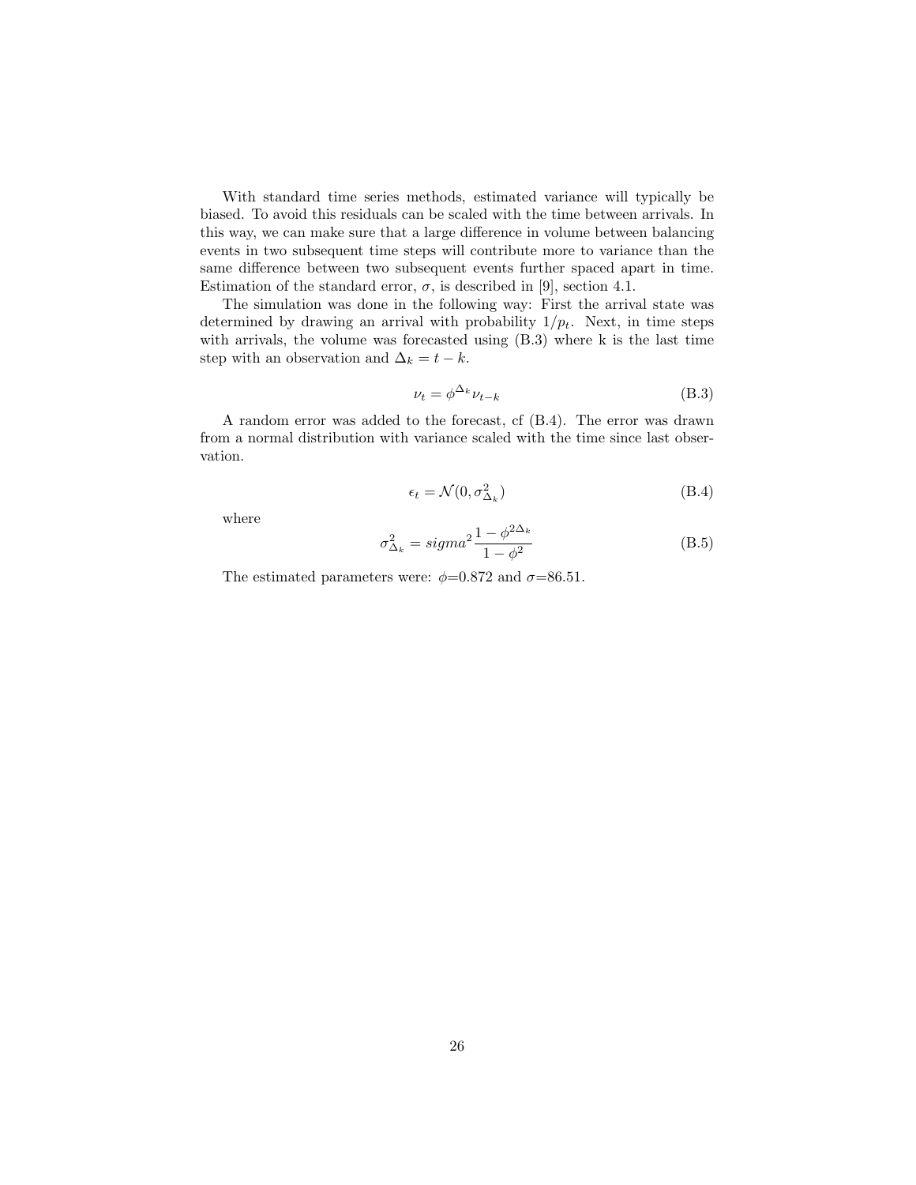With standard time series methods, estimated variance will typically be biased. To avoid this residuals can be scaled with the time between arrivals. In this way, we can make sure that a large difference in volume between balancing events in two subsequent time steps will contribute more to variance than the same difference between two subsequent events further spaced apart in time. Estimation of the standard error, $\sigma$, is described in [9], section 4.1.

The simulation was done in the following way: First the arrival state was determined by drawing an arrival with probability $1/p_t$. Next, in time steps with arrivals, the volume was forecasted using (B.3) where k is the last time step with an observation and $\Delta_k = t - k$.

$$\nu_t = \phi^{\Delta_k} \nu_{t-k} \tag{B.3}$$

A random error was added to the forecast, cf (B.4). The error was drawn from a normal distribution with variance scaled with the time since last observation.

$$\epsilon_t = \mathcal{N}(0, \sigma^2_{\Delta_k}) \tag{B.4}$$

where

$$\sigma^2_{\Delta_k} = sigma^2 \frac{1 - \phi^{2\Delta_k}}{1 - \phi^2} \tag{B.5}$$

The estimated parameters were: $\phi$=0.872 and $\sigma$=86.51.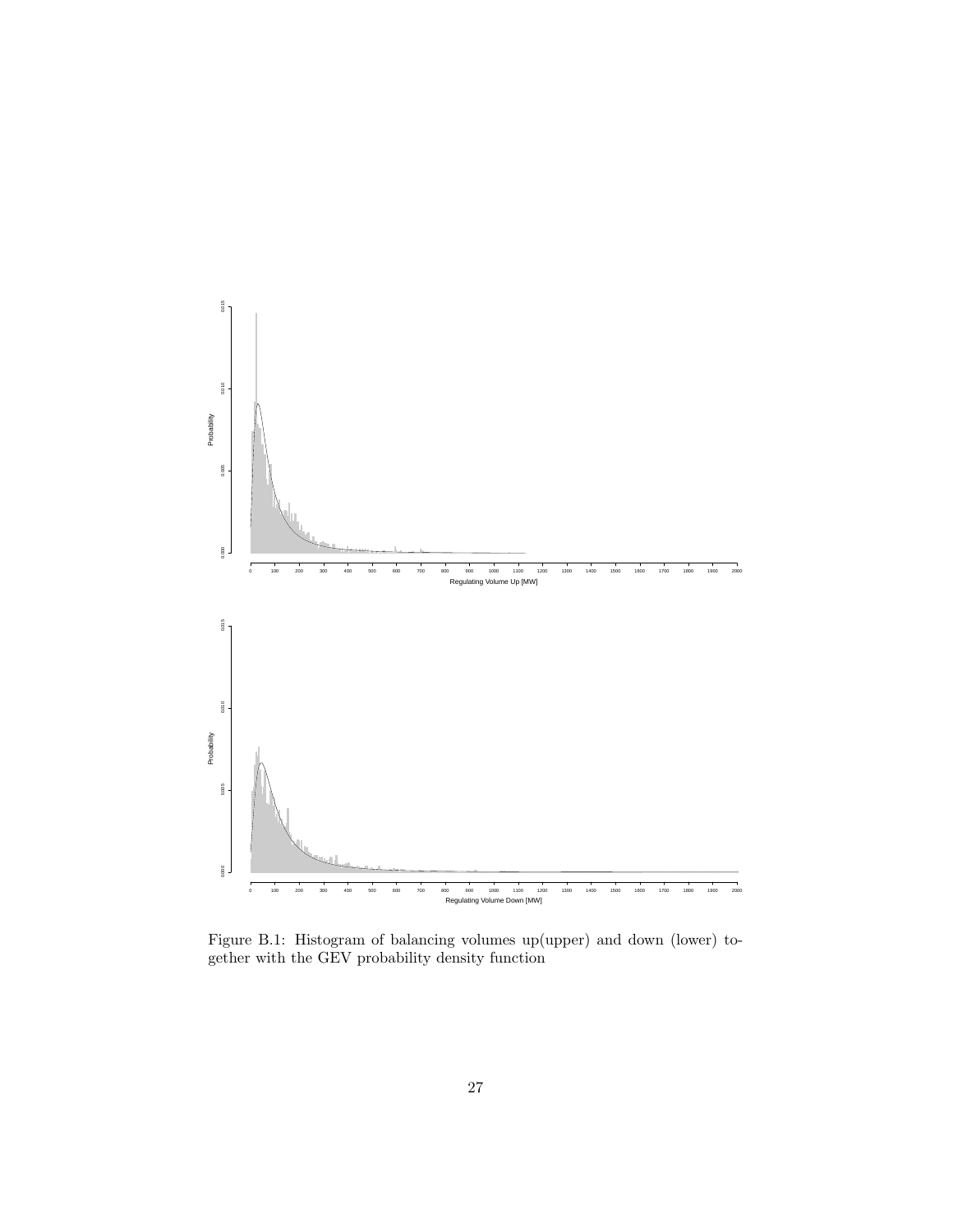Figure B.1: Histogram of balancing volumes up(upper) and down (lower) together with the GEV probability density function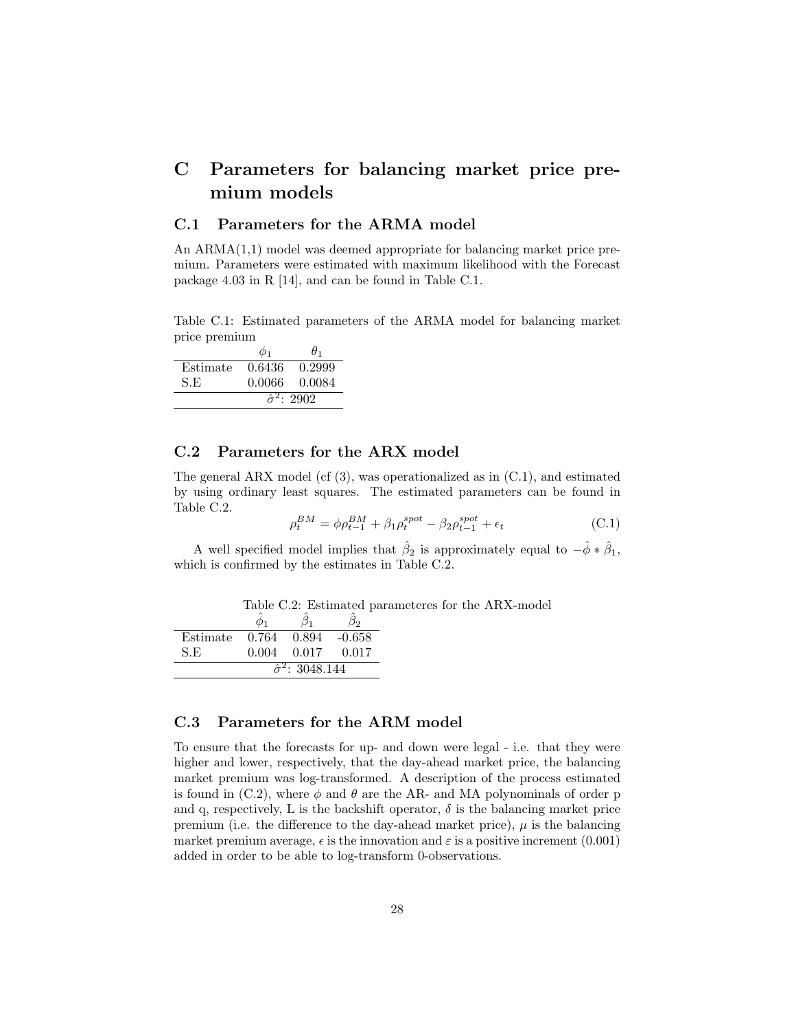# C Parameters for balancing market price premium models

## C.1 Parameters for the ARMA model

An ARMA(1,1) model was deemed appropriate for balancing market price premium. Parameters were estimated with maximum likelihood with the Forecast package 4.03 in R [14], and can be found in Table C.1.

Table C.1: Estimated parameters of the ARMA model for balancing market price premium

| | $\phi_1$ | $\theta_1$ |
|---|---|---|
| Estimate | 0.6436 | 0.2999 |
| S.E | 0.0066 | 0.0084 |
| | $\hat{\sigma}^2$: 2902 | |

## C.2 Parameters for the ARX model

The general ARX model (cf (3), was operationalized as in (C.1), and estimated by using ordinary least squares. The estimated parameters can be found in Table C.2.

$$\rho_t^{BM} = \phi\rho_{t-1}^{BM} + \beta_1\rho_t^{spot} - \beta_2\rho_{t-1}^{spot} + \epsilon_t \tag{C.1}$$

A well specified model implies that $\hat{\beta}_2$ is approximately equal to $-\hat{\phi} * \hat{\beta}_1$, which is confirmed by the estimates in Table C.2.

Table C.2: Estimated parameteres for the ARX-model

| | $\hat{\phi}_1$ | $\hat{\beta}_1$ | $\hat{\beta}_2$ |
|---|---|---|---|
| Estimate | 0.764 | 0.894 | -0.658 |
| S.E | 0.004 | 0.017 | 0.017 |
| | $\hat{\sigma}^2$: 3048.144 | | |

## C.3 Parameters for the ARM model

To ensure that the forecasts for up- and down were legal - i.e. that they were higher and lower, respectively, that the day-ahead market price, the balancing market premium was log-transformed. A description of the process estimated is found in (C.2), where $\phi$ and $\theta$ are the AR- and MA polynominals of order p and q, respectively, L is the backshift operator, $\delta$ is the balancing market price premium (i.e. the difference to the day-ahead market price), $\mu$ is the balancing market premium average, $\epsilon$ is the innovation and $\varepsilon$ is a positive increment (0.001) added in order to be able to log-transform 0-observations.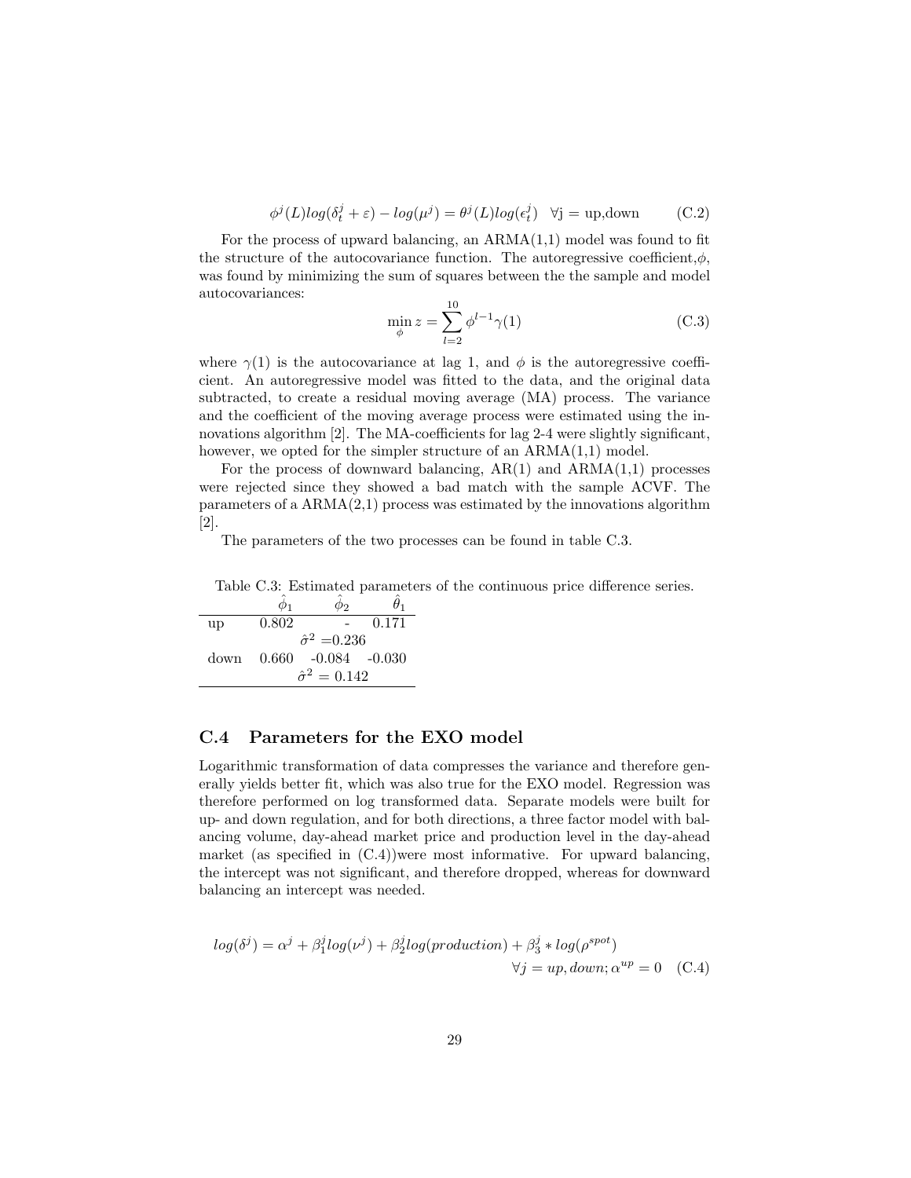$$\phi^j(L)log(\delta_t^j + \varepsilon) - log(\mu^j) = \theta^j(L)log(\epsilon_t^j) \quad \forall \text{j} = \text{up,down} \tag{C.2}$$

For the process of upward balancing, an ARMA(1,1) model was found to fit the structure of the autocovariance function. The autoregressive coefficient,$\phi$, was found by minimizing the sum of squares between the the sample and model autocovariances:

$$\min_{\phi} z = \sum_{l=2}^{10} \phi^{l-1}\gamma(1) \tag{C.3}$$

where $\gamma(1)$ is the autocovariance at lag 1, and $\phi$ is the autoregressive coefficient. An autoregressive model was fitted to the data, and the original data subtracted, to create a residual moving average (MA) process. The variance and the coefficient of the moving average process were estimated using the innovations algorithm [2]. The MA-coefficients for lag 2-4 were slightly significant, however, we opted for the simpler structure of an ARMA(1,1) model.

For the process of downward balancing, AR(1) and ARMA(1,1) processes were rejected since they showed a bad match with the sample ACVF. The parameters of a ARMA(2,1) process was estimated by the innovations algorithm [2].

The parameters of the two processes can be found in table C.3.

Table C.3: Estimated parameters of the continuous price difference series.

| | $\hat{\phi}_1$ | $\hat{\phi}_2$ | $\hat{\theta}_1$ |
|---|---|---|---|
| up | 0.802 | - | 0.171 |
| | $\hat{\sigma}^2$ =0.236 | | |
| down | 0.660 | -0.084 | -0.030 |
| | $\hat{\sigma}^2$ = 0.142 | | |

## C.4 Parameters for the EXO model

Logarithmic transformation of data compresses the variance and therefore generally yields better fit, which was also true for the EXO model. Regression was therefore performed on log transformed data. Separate models were built for up- and down regulation, and for both directions, a three factor model with balancing volume, day-ahead market price and production level in the day-ahead market (as specified in (C.4))were most informative. For upward balancing, the intercept was not significant, and therefore dropped, whereas for downward balancing an intercept was needed.

$$log(\delta^j) = \alpha^j + \beta_1^j log(\nu^j) + \beta_2^j log(production) + \beta_3^j * log(\rho^{spot}) \\ \forall j = up, down; \alpha^{up} = 0 \tag{C.4}$$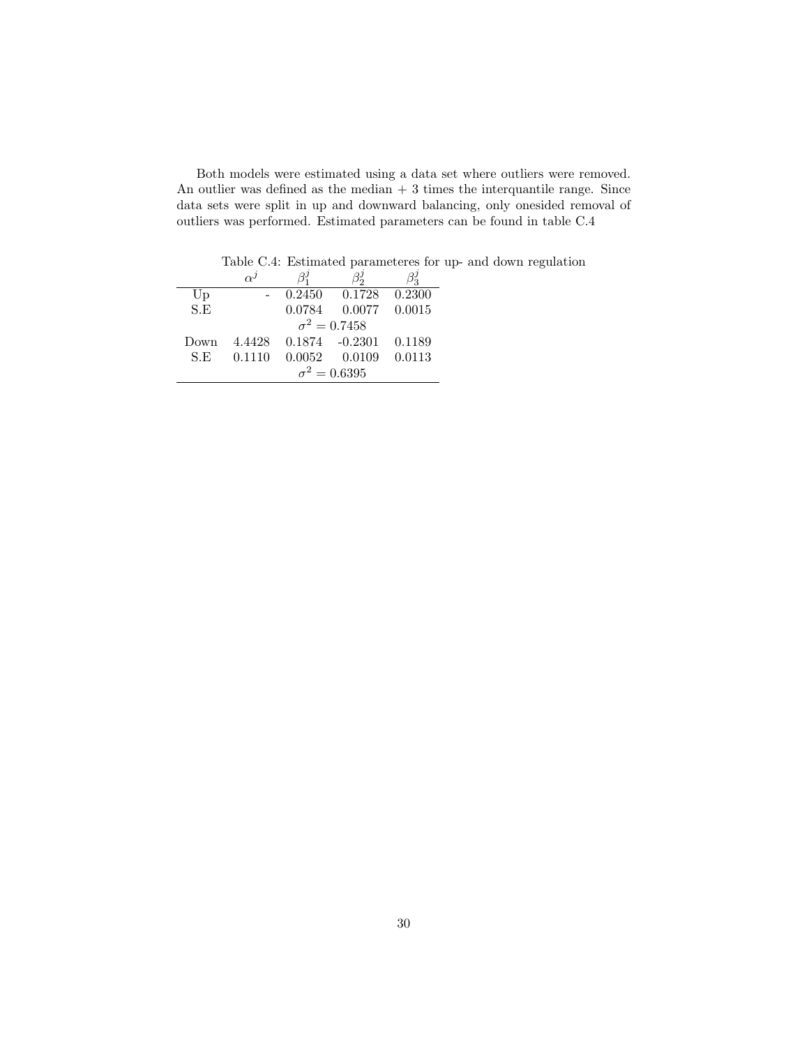Both models were estimated using a data set where outliers were removed. An outlier was defined as the median + 3 times the interquantile range. Since data sets were split in up and downward balancing, only onesided removal of outliers was performed. Estimated parameters can be found in table C.4

Table C.4: Estimated parameteres for up- and down regulation

| | $\alpha^j$ | $\beta_1^j$ | $\beta_2^j$ | $\beta_3^j$ |
|---|---|---|---|---|
| Up | - | 0.2450 | 0.1728 | 0.2300 |
| S.E | | 0.0784 | 0.0077 | 0.0015 |
| | | $\sigma^2 = 0.7458$ | | |
| Down | 4.4428 | 0.1874 | -0.2301 | 0.1189 |
| S.E | 0.1110 | 0.0052 | 0.0109 | 0.0113 |
| | | $\sigma^2 = 0.6395$ | | |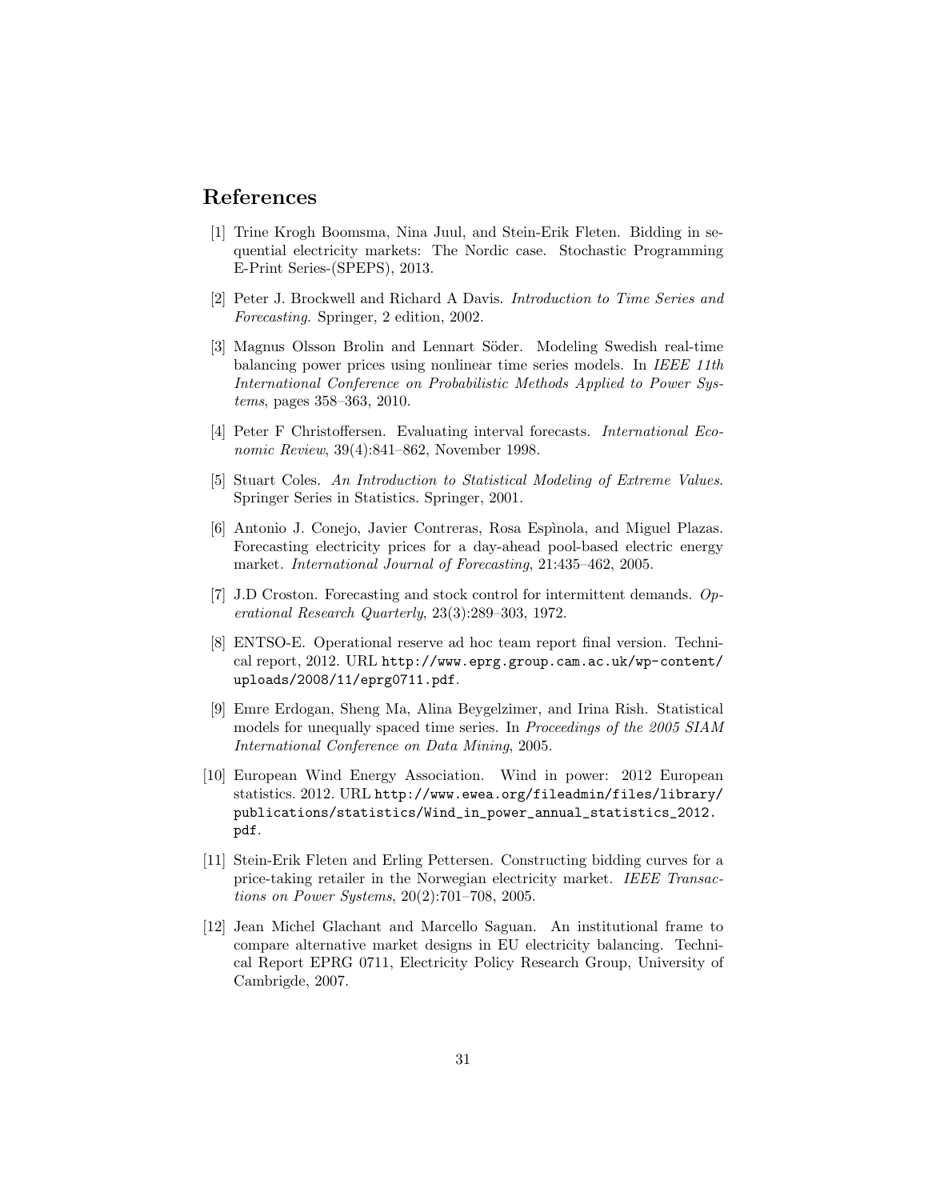## References

[1] Trine Krogh Boomsma, Nina Juul, and Stein-Erik Fleten. Bidding in sequential electricity markets: The Nordic case. Stochastic Programming E-Print Series-(SPEPS), 2013.

[2] Peter J. Brockwell and Richard A Davis. *Introduction to Time Series and Forecasting*. Springer, 2 edition, 2002.

[3] Magnus Olsson Brolin and Lennart Söder. Modeling Swedish real-time balancing power prices using nonlinear time series models. In *IEEE 11th International Conference on Probabilistic Methods Applied to Power Systems*, pages 358–363, 2010.

[4] Peter F Christoffersen. Evaluating interval forecasts. *International Economic Review*, 39(4):841–862, November 1998.

[5] Stuart Coles. *An Introduction to Statistical Modeling of Extreme Values*. Springer Series in Statistics. Springer, 2001.

[6] Antonio J. Conejo, Javier Contreras, Rosa Espìnola, and Miguel Plazas. Forecasting electricity prices for a day-ahead pool-based electric energy market. *International Journal of Forecasting*, 21:435–462, 2005.

[7] J.D Croston. Forecasting and stock control for intermittent demands. *Operational Research Quarterly*, 23(3):289–303, 1972.

[8] ENTSO-E. Operational reserve ad hoc team report final version. Technical report, 2012. URL http://www.eprg.group.cam.ac.uk/wp-content/uploads/2008/11/eprg0711.pdf.

[9] Emre Erdogan, Sheng Ma, Alina Beygelzimer, and Irina Rish. Statistical models for unequally spaced time series. In *Proceedings of the 2005 SIAM International Conference on Data Mining*, 2005.

[10] European Wind Energy Association. Wind in power: 2012 European statistics. 2012. URL http://www.ewea.org/fileadmin/files/library/publications/statistics/Wind_in_power_annual_statistics_2012.pdf.

[11] Stein-Erik Fleten and Erling Pettersen. Constructing bidding curves for a price-taking retailer in the Norwegian electricity market. *IEEE Transactions on Power Systems*, 20(2):701–708, 2005.

[12] Jean Michel Glachant and Marcello Saguan. An institutional frame to compare alternative market designs in EU electricity balancing. Technical Report EPRG 0711, Electricity Policy Research Group, University of Cambrigde, 2007.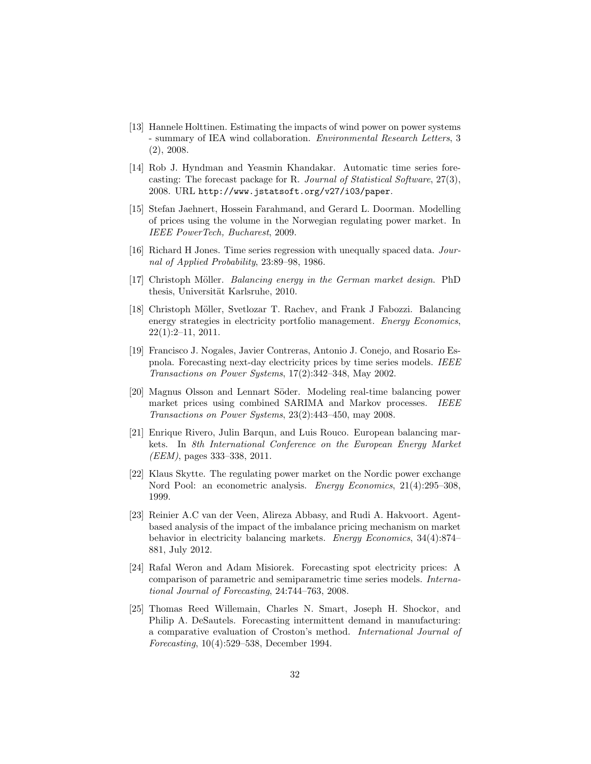[13] Hannele Holttinen. Estimating the impacts of wind power on power systems - summary of IEA wind collaboration. *Environmental Research Letters*, 3 (2), 2008.

[14] Rob J. Hyndman and Yeasmin Khandakar. Automatic time series forecasting: The forecast package for R. *Journal of Statistical Software*, 27(3), 2008. URL `http://www.jstatsoft.org/v27/i03/paper`.

[15] Stefan Jaehnert, Hossein Farahmand, and Gerard L. Doorman. Modelling of prices using the volume in the Norwegian regulating power market. In *IEEE PowerTech, Bucharest*, 2009.

[16] Richard H Jones. Time series regression with unequally spaced data. *Journal of Applied Probability*, 23:89–98, 1986.

[17] Christoph Möller. *Balancing energy in the German market design*. PhD thesis, Universität Karlsruhe, 2010.

[18] Christoph Möller, Svetlozar T. Rachev, and Frank J Fabozzi. Balancing energy strategies in electricity portfolio management. *Energy Economics*, 22(1):2–11, 2011.

[19] Francisco J. Nogales, Javier Contreras, Antonio J. Conejo, and Rosario Espnola. Forecasting next-day electricity prices by time series models. *IEEE Transactions on Power Systems*, 17(2):342–348, May 2002.

[20] Magnus Olsson and Lennart Söder. Modeling real-time balancing power market prices using combined SARIMA and Markov processes. *IEEE Transactions on Power Systems*, 23(2):443–450, may 2008.

[21] Enrique Rivero, Julin Barqun, and Luis Rouco. European balancing markets. In *8th International Conference on the European Energy Market (EEM)*, pages 333–338, 2011.

[22] Klaus Skytte. The regulating power market on the Nordic power exchange Nord Pool: an econometric analysis. *Energy Economics*, 21(4):295–308, 1999.

[23] Reinier A.C van der Veen, Alireza Abbasy, and Rudi A. Hakvoort. Agent-based analysis of the impact of the imbalance pricing mechanism on market behavior in electricity balancing markets. *Energy Economics*, 34(4):874–881, July 2012.

[24] Rafal Weron and Adam Misiorek. Forecasting spot electricity prices: A comparison of parametric and semiparametric time series models. *International Journal of Forecasting*, 24:744–763, 2008.

[25] Thomas Reed Willemain, Charles N. Smart, Joseph H. Shockor, and Philip A. DeSautels. Forecasting intermittent demand in manufacturing: a comparative evaluation of Croston's method. *International Journal of Forecasting*, 10(4):529–538, December 1994.